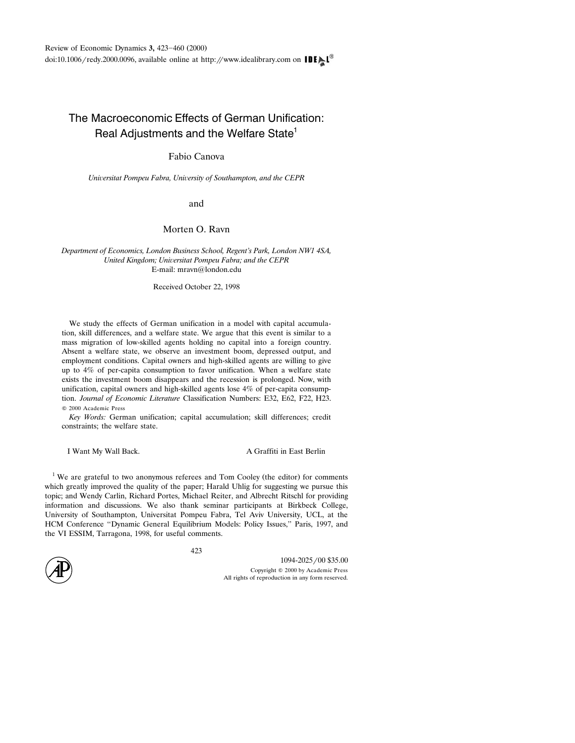Review of Economic Dynamics **3,** 423–460 (2000)
doi:10.1006/redy.2000.0096, available online at http://www.idealibrary.com on IDEAL®

# The Macroeconomic Effects of German Unification: Real Adjustments and the Welfare State[1]

Fabio Canova

*Universitat Pompeu Fabra, University of Southampton, and the CEPR*

and

Morten O. Ravn

*Department of Economics, London Business School, Regent's Park, London NW1 4SA, United Kingdom; Universitat Pompeu Fabra; and the CEPR*
E-mail: mravn@london.edu

Received October 22, 1998

We study the effects of German unification in a model with capital accumulation, skill differences, and a welfare state. We argue that this event is similar to a mass migration of low-skilled agents holding no capital into a foreign country. Absent a welfare state, we observe an investment boom, depressed output, and employment conditions. Capital owners and high-skilled agents are willing to give up to 4% of per-capita consumption to favor unification. When a welfare state exists the investment boom disappears and the recession is prolonged. Now, with unification, capital owners and high-skilled agents lose 4% of per-capita consumption. *Journal of Economic Literature* Classification Numbers: E32, E62, F22, H23. © 2000 Academic Press

*Key Words:* German unification; capital accumulation; skill differences; credit constraints; the welfare state.

I Want My Wall Back. — A Graffiti in East Berlin

[1] We are grateful to two anonymous referees and Tom Cooley (the editor) for comments which greatly improved the quality of the paper; Harald Uhlig for suggesting we pursue this topic; and Wendy Carlin, Richard Portes, Michael Reiter, and Albrecht Ritschl for providing information and discussions. We also thank seminar participants at Birkbeck College, University of Southampton, Universitat Pompeu Fabra, Tel Aviv University, UCL, at the HCM Conference "Dynamic General Equilibrium Models: Policy Issues," Paris, 1997, and the VI ESSIM, Tarragona, 1998, for useful comments.

1094-2025/00 $35.00
Copyright © 2000 by Academic Press
All rights of reproduction in any form reserved.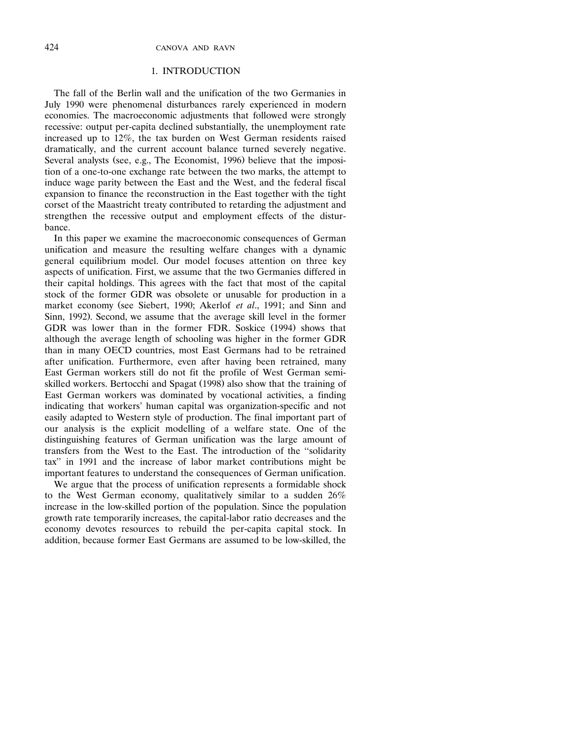## 1. INTRODUCTION

The fall of the Berlin wall and the unification of the two Germanies in July 1990 were phenomenal disturbances rarely experienced in modern economies. The macroeconomic adjustments that followed were strongly recessive: output per-capita declined substantially, the unemployment rate increased up to 12%, the tax burden on West German residents raised dramatically, and the current account balance turned severely negative. Several analysts (see, e.g., The Economist, 1996) believe that the imposition of a one-to-one exchange rate between the two marks, the attempt to induce wage parity between the East and the West, and the federal fiscal expansion to finance the reconstruction in the East together with the tight corset of the Maastricht treaty contributed to retarding the adjustment and strengthen the recessive output and employment effects of the disturbance.

In this paper we examine the macroeconomic consequences of German unification and measure the resulting welfare changes with a dynamic general equilibrium model. Our model focuses attention on three key aspects of unification. First, we assume that the two Germanies differed in their capital holdings. This agrees with the fact that most of the capital stock of the former GDR was obsolete or unusable for production in a market economy (see Siebert, 1990; Akerlof *et al*., 1991; and Sinn and Sinn, 1992). Second, we assume that the average skill level in the former GDR was lower than in the former FDR. Soskice (1994) shows that although the average length of schooling was higher in the former GDR than in many OECD countries, most East Germans had to be retrained after unification. Furthermore, even after having been retrained, many East German workers still do not fit the profile of West German semi-skilled workers. Bertocchi and Spagat (1998) also show that the training of East German workers was dominated by vocational activities, a finding indicating that workers' human capital was organization-specific and not easily adapted to Western style of production. The final important part of our analysis is the explicit modelling of a welfare state. One of the distinguishing features of German unification was the large amount of transfers from the West to the East. The introduction of the "solidarity tax" in 1991 and the increase of labor market contributions might be important features to understand the consequences of German unification.

We argue that the process of unification represents a formidable shock to the West German economy, qualitatively similar to a sudden 26% increase in the low-skilled portion of the population. Since the population growth rate temporarily increases, the capital-labor ratio decreases and the economy devotes resources to rebuild the per-capita capital stock. In addition, because former East Germans are assumed to be low-skilled, the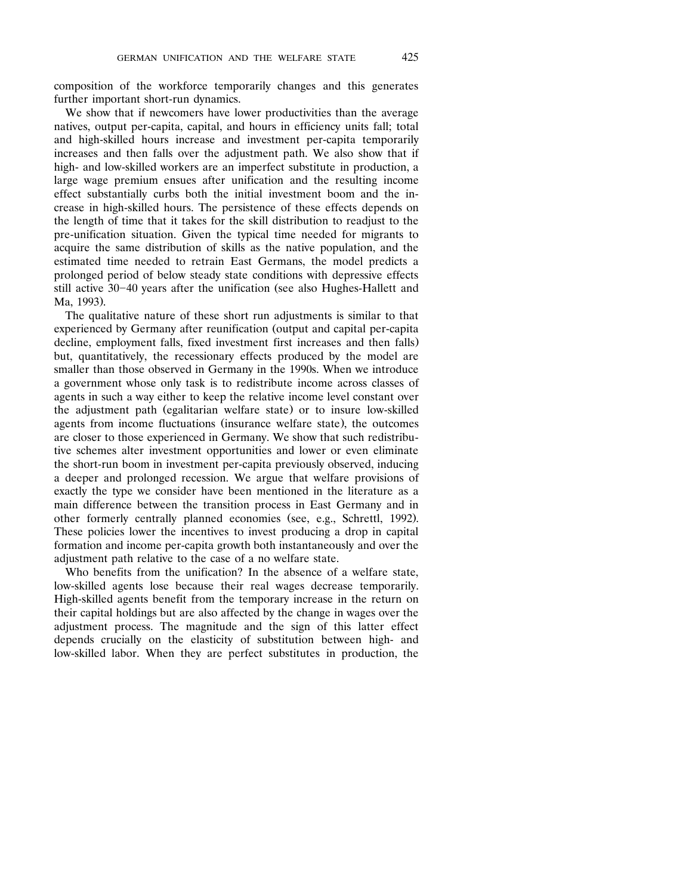composition of the workforce temporarily changes and this generates further important short-run dynamics.

We show that if newcomers have lower productivities than the average natives, output per-capita, capital, and hours in efficiency units fall; total and high-skilled hours increase and investment per-capita temporarily increases and then falls over the adjustment path. We also show that if high- and low-skilled workers are an imperfect substitute in production, a large wage premium ensues after unification and the resulting income effect substantially curbs both the initial investment boom and the increase in high-skilled hours. The persistence of these effects depends on the length of time that it takes for the skill distribution to readjust to the pre-unification situation. Given the typical time needed for migrants to acquire the same distribution of skills as the native population, and the estimated time needed to retrain East Germans, the model predicts a prolonged period of below steady state conditions with depressive effects still active 30–40 years after the unification (see also Hughes-Hallett and Ma, 1993).

The qualitative nature of these short run adjustments is similar to that experienced by Germany after reunification (output and capital per-capita decline, employment falls, fixed investment first increases and then falls) but, quantitatively, the recessionary effects produced by the model are smaller than those observed in Germany in the 1990s. When we introduce a government whose only task is to redistribute income across classes of agents in such a way either to keep the relative income level constant over the adjustment path (egalitarian welfare state) or to insure low-skilled agents from income fluctuations (insurance welfare state), the outcomes are closer to those experienced in Germany. We show that such redistributive schemes alter investment opportunities and lower or even eliminate the short-run boom in investment per-capita previously observed, inducing a deeper and prolonged recession. We argue that welfare provisions of exactly the type we consider have been mentioned in the literature as a main difference between the transition process in East Germany and in other formerly centrally planned economies (see, e.g., Schrettl, 1992). These policies lower the incentives to invest producing a drop in capital formation and income per-capita growth both instantaneously and over the adjustment path relative to the case of a no welfare state.

Who benefits from the unification? In the absence of a welfare state, low-skilled agents lose because their real wages decrease temporarily. High-skilled agents benefit from the temporary increase in the return on their capital holdings but are also affected by the change in wages over the adjustment process. The magnitude and the sign of this latter effect depends crucially on the elasticity of substitution between high- and low-skilled labor. When they are perfect substitutes in production, the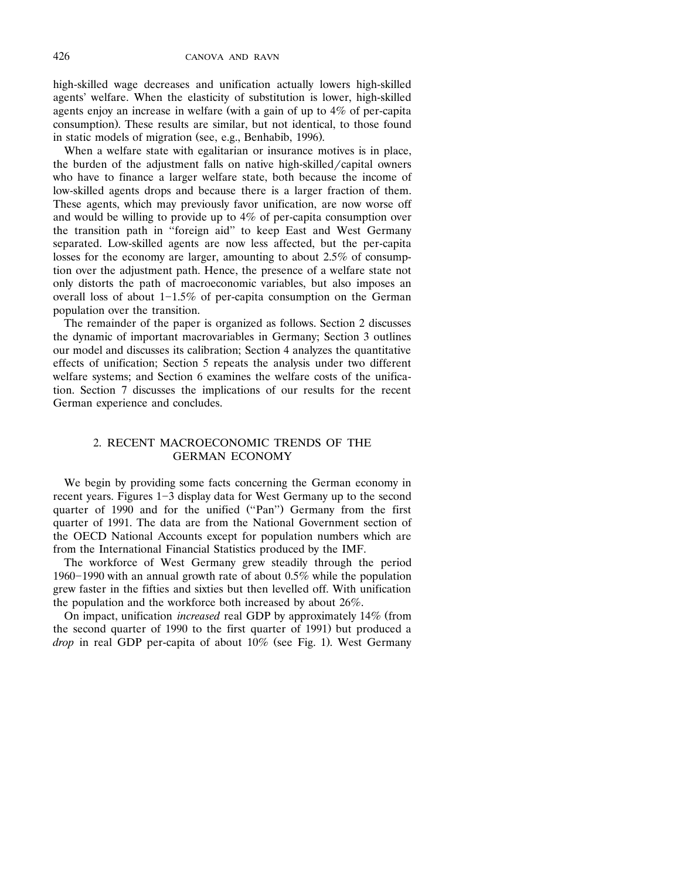high-skilled wage decreases and unification actually lowers high-skilled agents' welfare. When the elasticity of substitution is lower, high-skilled agents enjoy an increase in welfare (with a gain of up to 4% of per-capita consumption). These results are similar, but not identical, to those found in static models of migration (see, e.g., Benhabib, 1996).

When a welfare state with egalitarian or insurance motives is in place, the burden of the adjustment falls on native high-skilled/capital owners who have to finance a larger welfare state, both because the income of low-skilled agents drops and because there is a larger fraction of them. These agents, which may previously favor unification, are now worse off and would be willing to provide up to 4% of per-capita consumption over the transition path in "foreign aid" to keep East and West Germany separated. Low-skilled agents are now less affected, but the per-capita losses for the economy are larger, amounting to about 2.5% of consumption over the adjustment path. Hence, the presence of a welfare state not only distorts the path of macroeconomic variables, but also imposes an overall loss of about 1–1.5% of per-capita consumption on the German population over the transition.

The remainder of the paper is organized as follows. Section 2 discusses the dynamic of important macrovariables in Germany; Section 3 outlines our model and discusses its calibration; Section 4 analyzes the quantitative effects of unification; Section 5 repeats the analysis under two different welfare systems; and Section 6 examines the welfare costs of the unification. Section 7 discusses the implications of our results for the recent German experience and concludes.

## 2. RECENT MACROECONOMIC TRENDS OF THE GERMAN ECONOMY

We begin by providing some facts concerning the German economy in recent years. Figures 1–3 display data for West Germany up to the second quarter of 1990 and for the unified ("Pan") Germany from the first quarter of 1991. The data are from the National Government section of the OECD National Accounts except for population numbers which are from the International Financial Statistics produced by the IMF.

The workforce of West Germany grew steadily through the period 1960–1990 with an annual growth rate of about 0.5% while the population grew faster in the fifties and sixties but then levelled off. With unification the population and the workforce both increased by about 26%.

On impact, unification *increased* real GDP by approximately 14% (from the second quarter of 1990 to the first quarter of 1991) but produced a *drop* in real GDP per-capita of about 10% (see Fig. 1). West Germany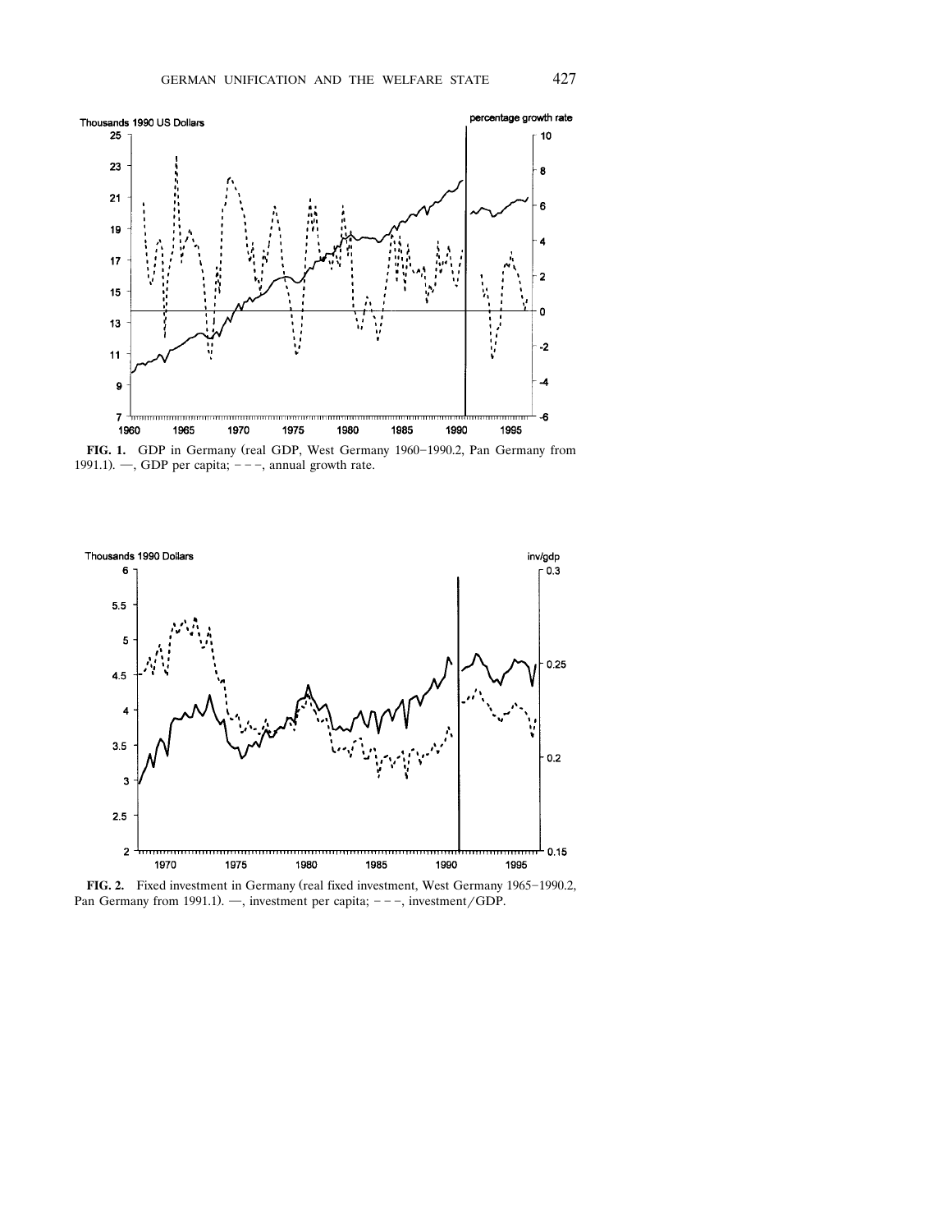**FIG. 1.** GDP in Germany (real GDP, West Germany 1960–1990.2, Pan Germany from 1991.1). —, GDP per capita; – – –, annual growth rate.

**FIG. 2.** Fixed investment in Germany (real fixed investment, West Germany 1965–1990.2, Pan Germany from 1991.1). —, investment per capita; – – –, investment/GDP.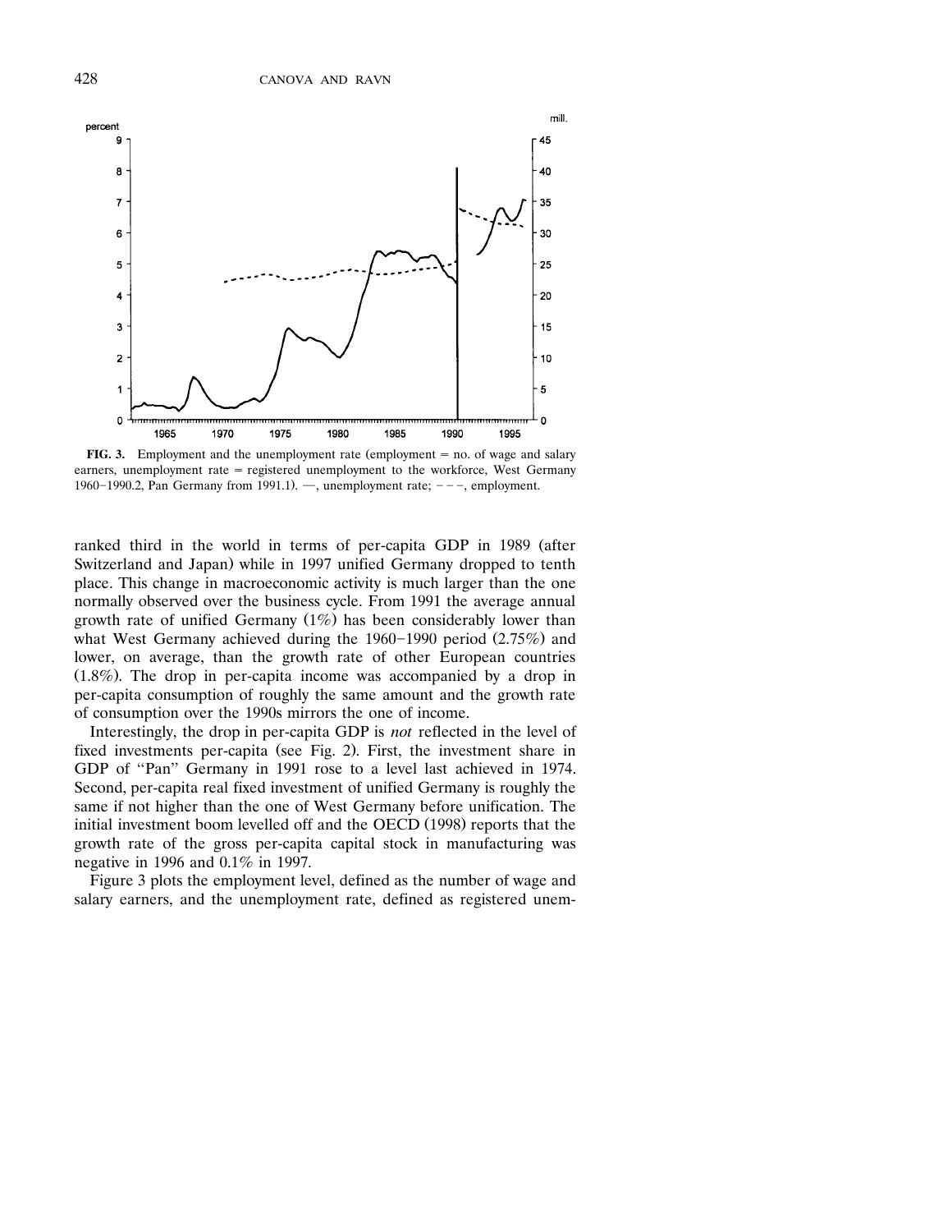**FIG. 3.** Employment and the unemployment rate (employment = no. of wage and salary earners, unemployment rate = registered unemployment to the workforce, West Germany 1960–1990.2, Pan Germany from 1991.1). —, unemployment rate; – – –, employment.

ranked third in the world in terms of per-capita GDP in 1989 (after Switzerland and Japan) while in 1997 unified Germany dropped to tenth place. This change in macroeconomic activity is much larger than the one normally observed over the business cycle. From 1991 the average annual growth rate of unified Germany (1%) has been considerably lower than what West Germany achieved during the 1960–1990 period (2.75%) and lower, on average, than the growth rate of other European countries (1.8%). The drop in per-capita income was accompanied by a drop in per-capita consumption of roughly the same amount and the growth rate of consumption over the 1990s mirrors the one of income.

Interestingly, the drop in per-capita GDP is *not* reflected in the level of fixed investments per-capita (see Fig. 2). First, the investment share in GDP of "Pan" Germany in 1991 rose to a level last achieved in 1974. Second, per-capita real fixed investment of unified Germany is roughly the same if not higher than the one of West Germany before unification. The initial investment boom levelled off and the OECD (1998) reports that the growth rate of the gross per-capita capital stock in manufacturing was negative in 1996 and 0.1% in 1997.

Figure 3 plots the employment level, defined as the number of wage and salary earners, and the unemployment rate, defined as registered unem-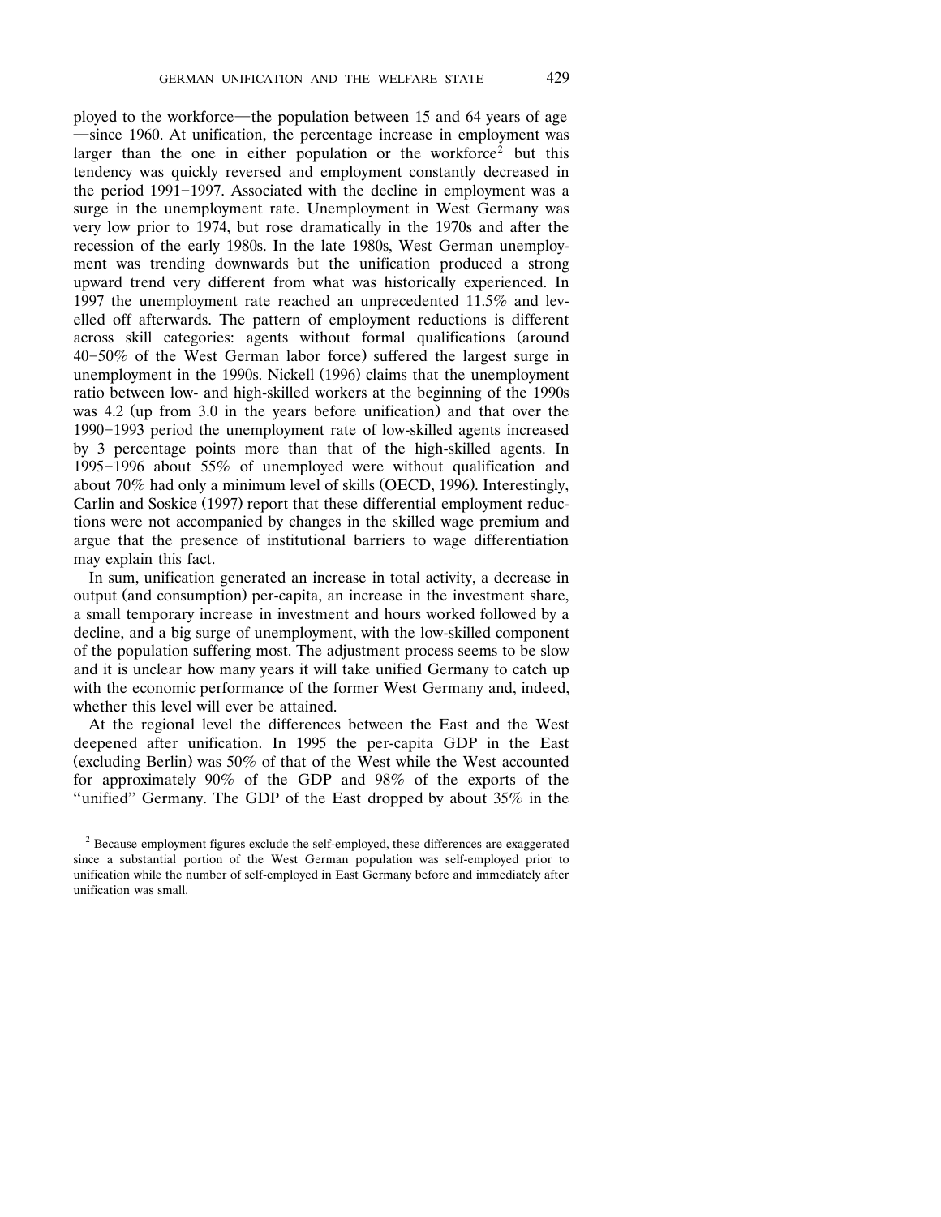ployed to the workforce—the population between 15 and 64 years of age —since 1960. At unification, the percentage increase in employment was larger than the one in either population or the workforce[2] but this tendency was quickly reversed and employment constantly decreased in the period 1991–1997. Associated with the decline in employment was a surge in the unemployment rate. Unemployment in West Germany was very low prior to 1974, but rose dramatically in the 1970s and after the recession of the early 1980s. In the late 1980s, West German unemployment was trending downwards but the unification produced a strong upward trend very different from what was historically experienced. In 1997 the unemployment rate reached an unprecedented 11.5% and levelled off afterwards. The pattern of employment reductions is different across skill categories: agents without formal qualifications (around 40–50% of the West German labor force) suffered the largest surge in unemployment in the 1990s. Nickell (1996) claims that the unemployment ratio between low- and high-skilled workers at the beginning of the 1990s was 4.2 (up from 3.0 in the years before unification) and that over the 1990–1993 period the unemployment rate of low-skilled agents increased by 3 percentage points more than that of the high-skilled agents. In 1995–1996 about 55% of unemployed were without qualification and about 70% had only a minimum level of skills (OECD, 1996). Interestingly, Carlin and Soskice (1997) report that these differential employment reductions were not accompanied by changes in the skilled wage premium and argue that the presence of institutional barriers to wage differentiation may explain this fact.

In sum, unification generated an increase in total activity, a decrease in output (and consumption) per-capita, an increase in the investment share, a small temporary increase in investment and hours worked followed by a decline, and a big surge of unemployment, with the low-skilled component of the population suffering most. The adjustment process seems to be slow and it is unclear how many years it will take unified Germany to catch up with the economic performance of the former West Germany and, indeed, whether this level will ever be attained.

At the regional level the differences between the East and the West deepened after unification. In 1995 the per-capita GDP in the East (excluding Berlin) was 50% of that of the West while the West accounted for approximately 90% of the GDP and 98% of the exports of the "unified" Germany. The GDP of the East dropped by about 35% in the

[2] Because employment figures exclude the self-employed, these differences are exaggerated since a substantial portion of the West German population was self-employed prior to unification while the number of self-employed in East Germany before and immediately after unification was small.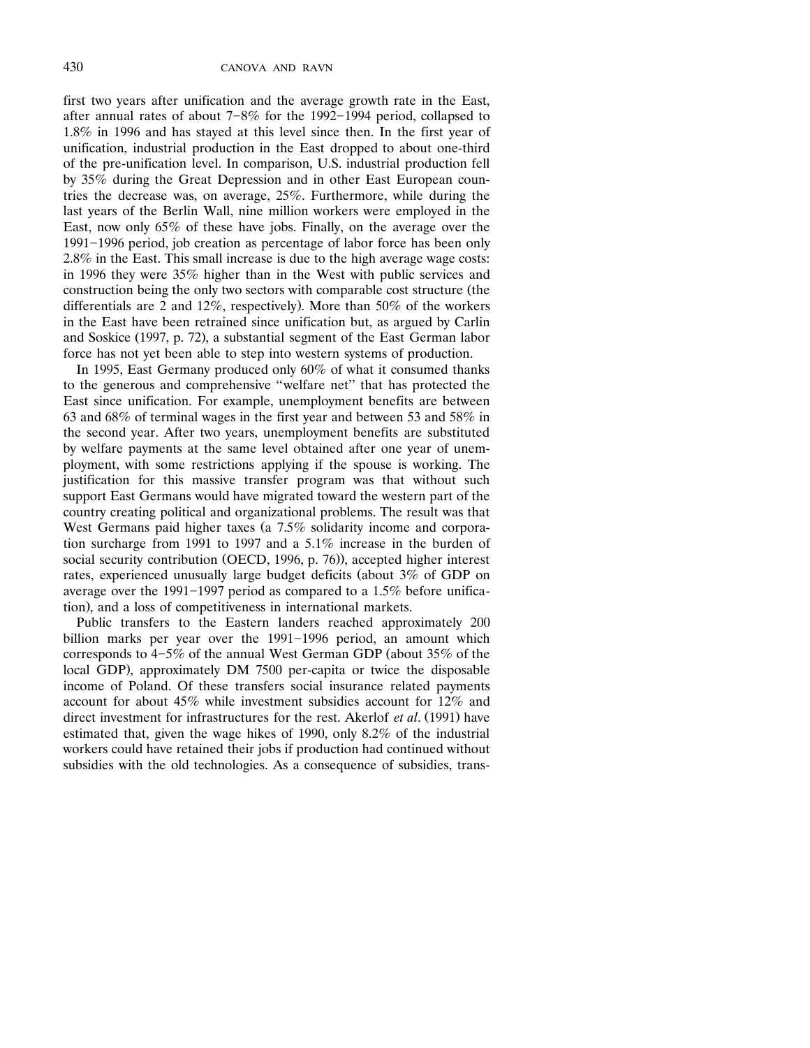first two years after unification and the average growth rate in the East, after annual rates of about 7–8% for the 1992–1994 period, collapsed to 1.8% in 1996 and has stayed at this level since then. In the first year of unification, industrial production in the East dropped to about one-third of the pre-unification level. In comparison, U.S. industrial production fell by 35% during the Great Depression and in other East European countries the decrease was, on average, 25%. Furthermore, while during the last years of the Berlin Wall, nine million workers were employed in the East, now only 65% of these have jobs. Finally, on the average over the 1991–1996 period, job creation as percentage of labor force has been only 2.8% in the East. This small increase is due to the high average wage costs: in 1996 they were 35% higher than in the West with public services and construction being the only two sectors with comparable cost structure (the differentials are 2 and 12%, respectively). More than 50% of the workers in the East have been retrained since unification but, as argued by Carlin and Soskice (1997, p. 72), a substantial segment of the East German labor force has not yet been able to step into western systems of production.

In 1995, East Germany produced only 60% of what it consumed thanks to the generous and comprehensive "welfare net" that has protected the East since unification. For example, unemployment benefits are between 63 and 68% of terminal wages in the first year and between 53 and 58% in the second year. After two years, unemployment benefits are substituted by welfare payments at the same level obtained after one year of unemployment, with some restrictions applying if the spouse is working. The justification for this massive transfer program was that without such support East Germans would have migrated toward the western part of the country creating political and organizational problems. The result was that West Germans paid higher taxes (a 7.5% solidarity income and corporation surcharge from 1991 to 1997 and a 5.1% increase in the burden of social security contribution (OECD, 1996, p. 76)), accepted higher interest rates, experienced unusually large budget deficits (about 3% of GDP on average over the 1991–1997 period as compared to a 1.5% before unification), and a loss of competitiveness in international markets.

Public transfers to the Eastern landers reached approximately 200 billion marks per year over the 1991–1996 period, an amount which corresponds to 4–5% of the annual West German GDP (about 35% of the local GDP), approximately DM 7500 per-capita or twice the disposable income of Poland. Of these transfers social insurance related payments account for about 45% while investment subsidies account for 12% and direct investment for infrastructures for the rest. Akerlof *et al*. (1991) have estimated that, given the wage hikes of 1990, only 8.2% of the industrial workers could have retained their jobs if production had continued without subsidies with the old technologies. As a consequence of subsidies, trans-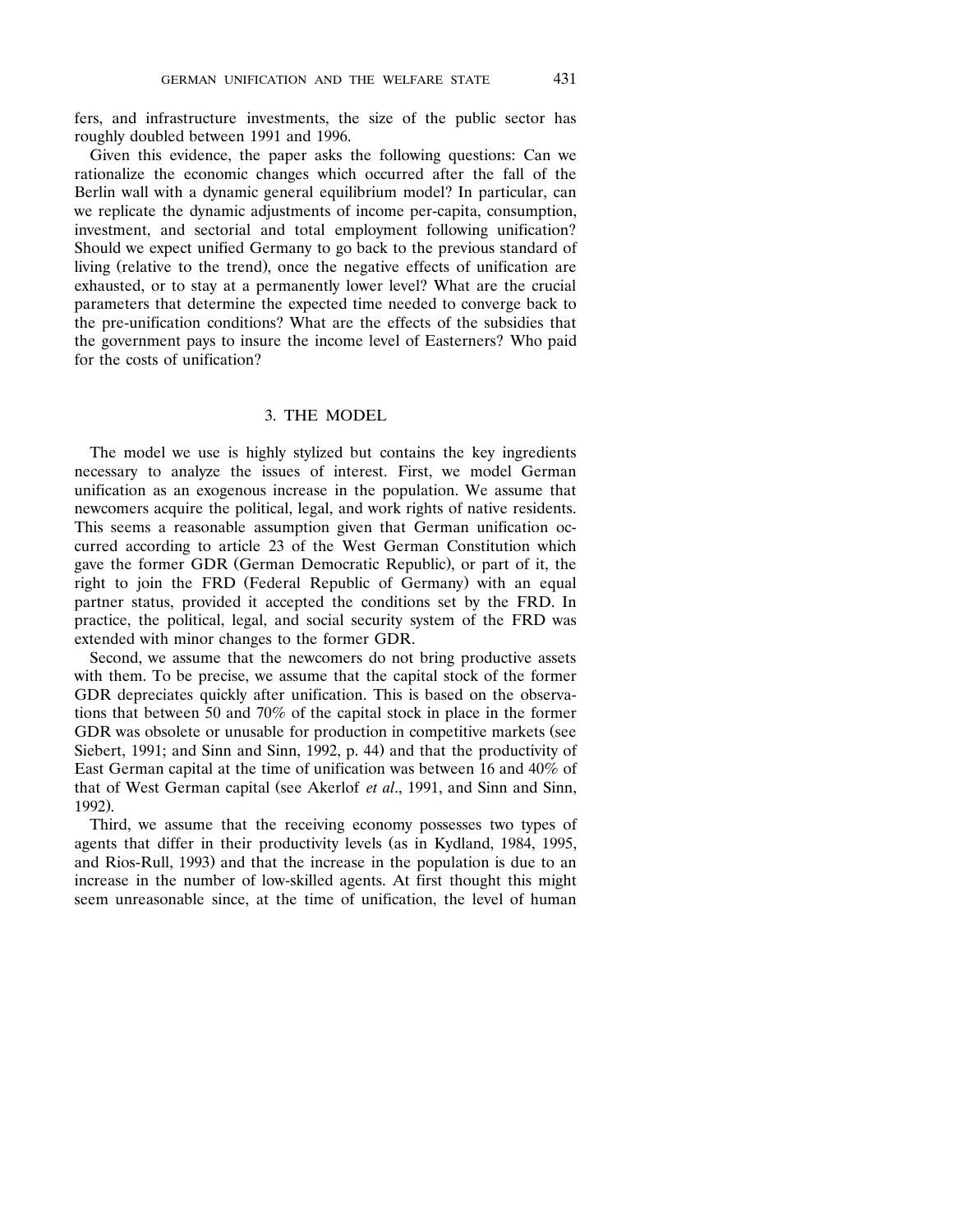fers, and infrastructure investments, the size of the public sector has roughly doubled between 1991 and 1996.

Given this evidence, the paper asks the following questions: Can we rationalize the economic changes which occurred after the fall of the Berlin wall with a dynamic general equilibrium model? In particular, can we replicate the dynamic adjustments of income per-capita, consumption, investment, and sectorial and total employment following unification? Should we expect unified Germany to go back to the previous standard of living (relative to the trend), once the negative effects of unification are exhausted, or to stay at a permanently lower level? What are the crucial parameters that determine the expected time needed to converge back to the pre-unification conditions? What are the effects of the subsidies that the government pays to insure the income level of Easterners? Who paid for the costs of unification?

## 3. THE MODEL

The model we use is highly stylized but contains the key ingredients necessary to analyze the issues of interest. First, we model German unification as an exogenous increase in the population. We assume that newcomers acquire the political, legal, and work rights of native residents. This seems a reasonable assumption given that German unification occurred according to article 23 of the West German Constitution which gave the former GDR (German Democratic Republic), or part of it, the right to join the FRD (Federal Republic of Germany) with an equal partner status, provided it accepted the conditions set by the FRD. In practice, the political, legal, and social security system of the FRD was extended with minor changes to the former GDR.

Second, we assume that the newcomers do not bring productive assets with them. To be precise, we assume that the capital stock of the former GDR depreciates quickly after unification. This is based on the observations that between 50 and 70% of the capital stock in place in the former GDR was obsolete or unusable for production in competitive markets (see Siebert, 1991; and Sinn and Sinn, 1992, p. 44) and that the productivity of East German capital at the time of unification was between 16 and 40% of that of West German capital (see Akerlof *et al*., 1991, and Sinn and Sinn, 1992).

Third, we assume that the receiving economy possesses two types of agents that differ in their productivity levels (as in Kydland, 1984, 1995, and Rios-Rull, 1993) and that the increase in the population is due to an increase in the number of low-skilled agents. At first thought this might seem unreasonable since, at the time of unification, the level of human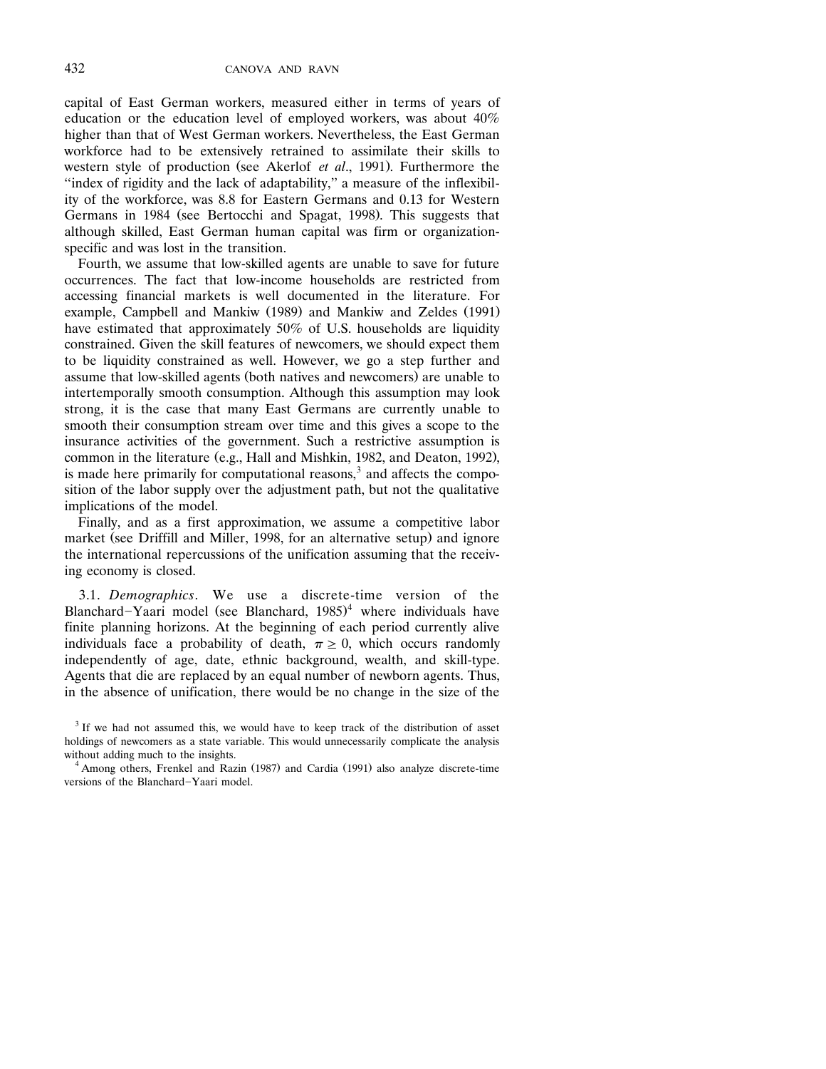capital of East German workers, measured either in terms of years of education or the education level of employed workers, was about 40% higher than that of West German workers. Nevertheless, the East German workforce had to be extensively retrained to assimilate their skills to western style of production (see Akerlof *et al*., 1991). Furthermore the "index of rigidity and the lack of adaptability," a measure of the inflexibility of the workforce, was 8.8 for Eastern Germans and 0.13 for Western Germans in 1984 (see Bertocchi and Spagat, 1998). This suggests that although skilled, East German human capital was firm or organization-specific and was lost in the transition.

Fourth, we assume that low-skilled agents are unable to save for future occurrences. The fact that low-income households are restricted from accessing financial markets is well documented in the literature. For example, Campbell and Mankiw (1989) and Mankiw and Zeldes (1991) have estimated that approximately 50% of U.S. households are liquidity constrained. Given the skill features of newcomers, we should expect them to be liquidity constrained as well. However, we go a step further and assume that low-skilled agents (both natives and newcomers) are unable to intertemporally smooth consumption. Although this assumption may look strong, it is the case that many East Germans are currently unable to smooth their consumption stream over time and this gives a scope to the insurance activities of the government. Such a restrictive assumption is common in the literature (e.g., Hall and Mishkin, 1982, and Deaton, 1992), is made here primarily for computational reasons,[3] and affects the composition of the labor supply over the adjustment path, but not the qualitative implications of the model.

Finally, and as a first approximation, we assume a competitive labor market (see Driffill and Miller, 1998, for an alternative setup) and ignore the international repercussions of the unification assuming that the receiving economy is closed.

3.1. *Demographics*. We use a discrete-time version of the Blanchard–Yaari model (see Blanchard, 1985)[4] where individuals have finite planning horizons. At the beginning of each period currently alive individuals face a probability of death, $\pi \geq 0$, which occurs randomly independently of age, date, ethnic background, wealth, and skill-type. Agents that die are replaced by an equal number of newborn agents. Thus, in the absence of unification, there would be no change in the size of the

[3] If we had not assumed this, we would have to keep track of the distribution of asset holdings of newcomers as a state variable. This would unnecessarily complicate the analysis without adding much to the insights.

[4] Among others, Frenkel and Razin (1987) and Cardia (1991) also analyze discrete-time versions of the Blanchard–Yaari model.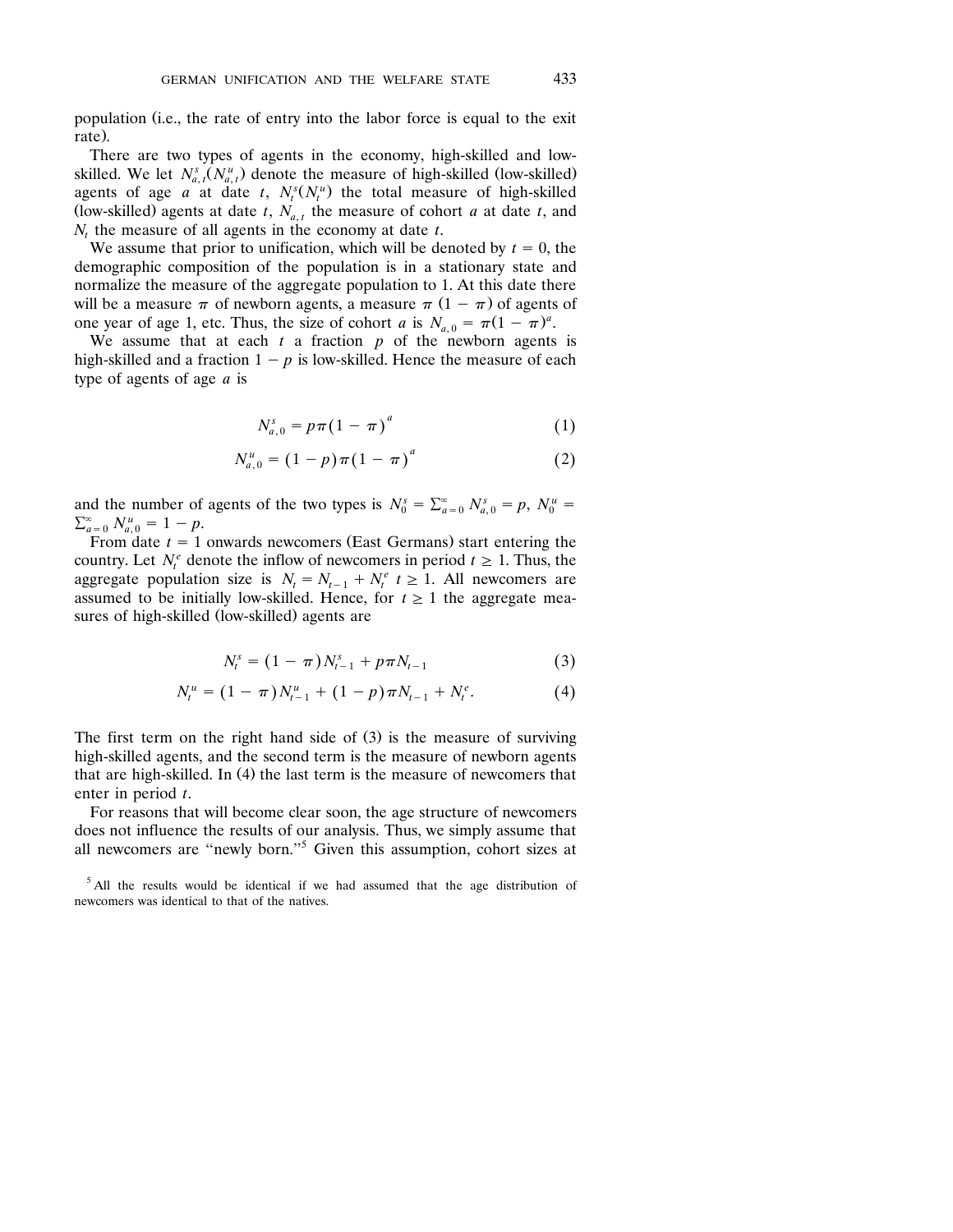population (i.e., the rate of entry into the labor force is equal to the exit rate).

There are two types of agents in the economy, high-skilled and low-skilled. We let $N^s_{a,t}(N^u_{a,t})$ denote the measure of high-skilled (low-skilled) agents of age $a$ at date $t$, $N^s_t(N^u_t)$ the total measure of high-skilled (low-skilled) agents at date $t$, $N_{a,t}$ the measure of cohort $a$ at date $t$, and $N_t$ the measure of all agents in the economy at date $t$.

We assume that prior to unification, which will be denoted by $t = 0$, the demographic composition of the population is in a stationary state and normalize the measure of the aggregate population to 1. At this date there will be a measure $\pi$ of newborn agents, a measure $\pi(1 - \pi)$ of agents of one year of age 1, etc. Thus, the size of cohort $a$ is $N_{a,0} = \pi(1 - \pi)^a$.

We assume that at each $t$ a fraction $p$ of the newborn agents is high-skilled and a fraction $1 - p$ is low-skilled. Hence the measure of each type of agents of age $a$ is

$$N^s_{a,0} = p\pi(1 - \pi)^a \tag{1}$$

$$N^u_{a,0} = (1 - p)\pi(1 - \pi)^a \tag{2}$$

and the number of agents of the two types is $N^s_0 = \sum_{a=0}^{\infty} N^s_{a,0} = p$, $N^u_0 = \sum_{a=0}^{\infty} N^u_{a,0} = 1 - p$.

From date $t = 1$ onwards newcomers (East Germans) start entering the country. Let $N^e_t$ denote the inflow of newcomers in period $t \geq 1$. Thus, the aggregate population size is $N_t = N_{t-1} + N^e_t$ $t \geq 1$. All newcomers are assumed to be initially low-skilled. Hence, for $t \geq 1$ the aggregate measures of high-skilled (low-skilled) agents are

$$N^s_t = (1 - \pi)N^s_{t-1} + p\pi N_{t-1} \tag{3}$$

$$N^u_t = (1 - \pi)N^u_{t-1} + (1 - p)\pi N_{t-1} + N^e_t. \tag{4}$$

The first term on the right hand side of (3) is the measure of surviving high-skilled agents, and the second term is the measure of newborn agents that are high-skilled. In (4) the last term is the measure of newcomers that enter in period $t$.

For reasons that will become clear soon, the age structure of newcomers does not influence the results of our analysis. Thus, we simply assume that all newcomers are "newly born."[5] Given this assumption, cohort sizes at

[5] All the results would be identical if we had assumed that the age distribution of newcomers was identical to that of the natives.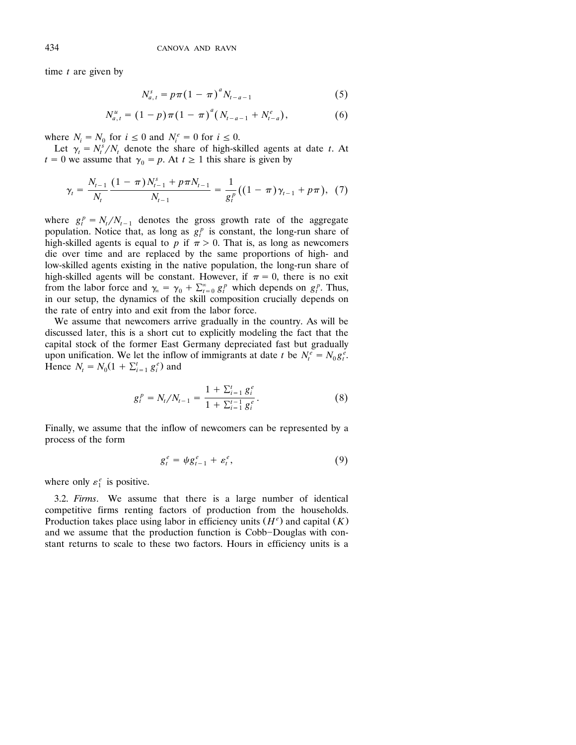time $t$ are given by

$$N_{a,t}^{s} = p\pi(1-\pi)^{a} N_{t-a-1} \tag{5}$$

$$N_{a,t}^{u} = (1-p)\pi(1-\pi)^{a}\left(N_{t-a-1} + N_{t-a}^{e}\right), \tag{6}$$

where $N_i = N_0$ for $i \leq 0$ and $N_i^e = 0$ for $i \leq 0$.

Let $\gamma_t = N_t^s / N_t$ denote the share of high-skilled agents at date $t$. At $t = 0$ we assume that $\gamma_0 = p$. At $t \geq 1$ this share is given by

$$\gamma_t = \frac{N_{t-1}}{N_t} \frac{(1-\pi)N_{t-1}^{s} + p\pi N_{t-1}}{N_{t-1}} = \frac{1}{g_t^p}\left((1-\pi)\gamma_{t-1} + p\pi\right), \tag{7}$$

where $g_t^p = N_t / N_{t-1}$ denotes the gross growth rate of the aggregate population. Notice that, as long as $g_t^p$ is constant, the long-run share of high-skilled agents is equal to $p$ if $\pi > 0$. That is, as long as newcomers die over time and are replaced by the same proportions of high- and low-skilled agents existing in the native population, the long-run share of high-skilled agents will be constant. However, if $\pi = 0$, there is no exit from the labor force and $\gamma_\infty = \gamma_0 + \sum_{t=0}^{\infty} g_t^p$ which depends on $g_t^p$. Thus, in our setup, the dynamics of the skill composition crucially depends on the rate of entry into and exit from the labor force.

We assume that newcomers arrive gradually in the country. As will be discussed later, this is a short cut to explicitly modeling the fact that the capital stock of the former East Germany depreciated fast but gradually upon unification. We let the inflow of immigrants at date $t$ be $N_t^e = N_0 g_t^e$. Hence $N_t = N_0(1 + \sum_{i=1}^{t} g_i^e)$ and

$$g_t^p = N_t / N_{t-1} = \frac{1 + \sum_{i=1}^{t} g_i^e}{1 + \sum_{i=1}^{t-1} g_i^e}. \tag{8}$$

Finally, we assume that the inflow of newcomers can be represented by a process of the form

$$g_t^e = \psi g_{t-1}^e + \varepsilon_t^e, \tag{9}$$

where only $\varepsilon_1^e$ is positive.

3.2. *Firms*. We assume that there is a large number of identical competitive firms renting factors of production from the households. Production takes place using labor in efficiency units ($H^e$) and capital ($K$) and we assume that the production function is Cobb–Douglas with constant returns to scale to these two factors. Hours in efficiency units is a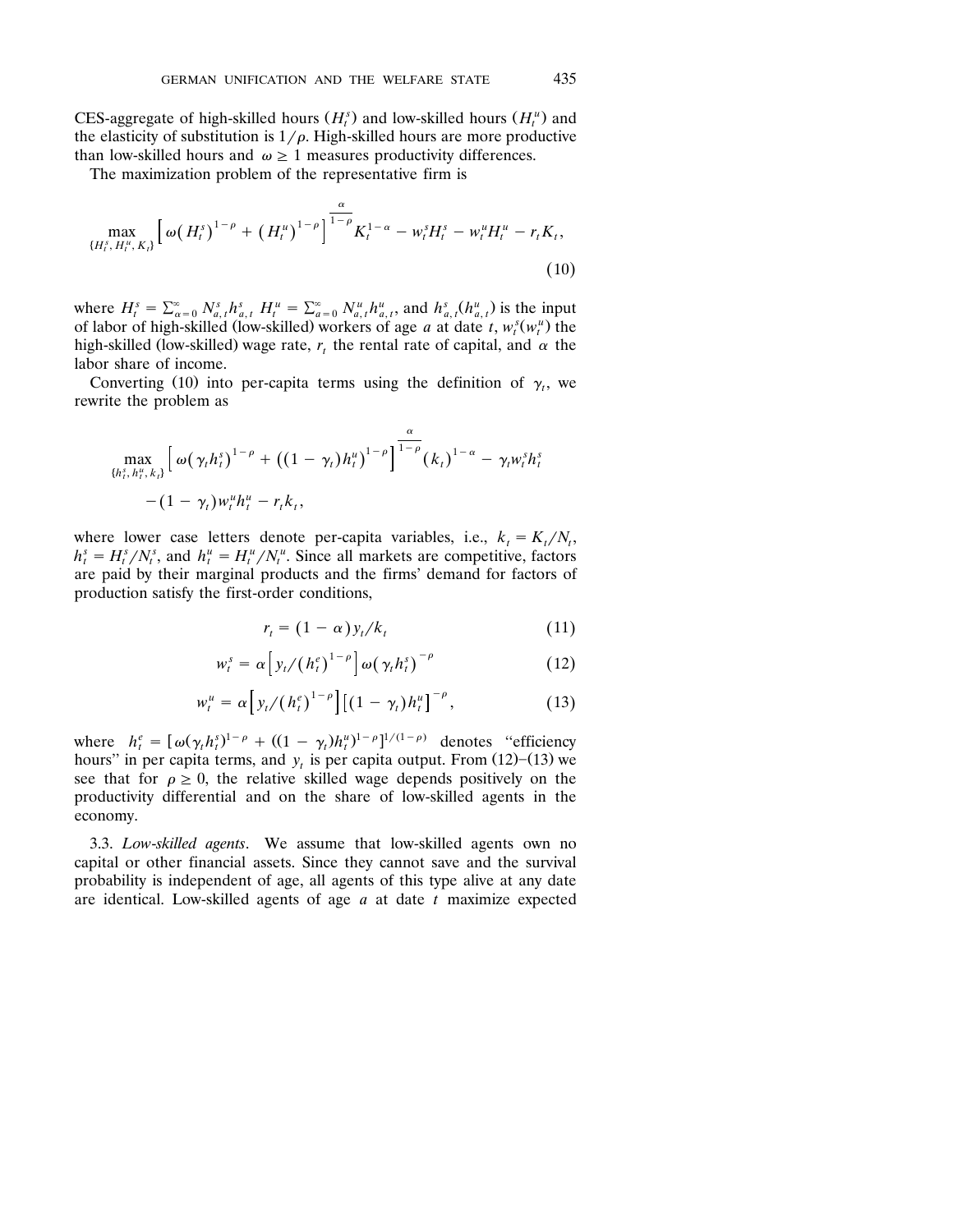CES-aggregate of high-skilled hours ($H_t^s$) and low-skilled hours ($H_t^u$) and the elasticity of substitution is $1/\rho$. High-skilled hours are more productive than low-skilled hours and $\omega \geq 1$ measures productivity differences.

The maximization problem of the representative firm is

$$\max_{\{H_t^s, H_t^u, K_t\}} \left[ \omega (H_t^s)^{1-\rho} + (H_t^u)^{1-\rho} \right]^{\frac{\alpha}{1-\rho}} K_t^{1-\alpha} - w_t^s H_t^s - w_t^u H_t^u - r_t K_t, \tag{10}$$

where $H_t^s = \sum_{\alpha=0}^{\infty} N_{a,t}^s h_{a,t}^s$ $H_t^u = \sum_{a=0}^{\infty} N_{a,t}^u h_{a,t}^u$, and $h_{a,t}^s (h_{a,t}^u)$ is the input of labor of high-skilled (low-skilled) workers of age $a$ at date $t$, $w_t^s (w_t^u)$ the high-skilled (low-skilled) wage rate, $r_t$ the rental rate of capital, and $\alpha$ the labor share of income.

Converting (10) into per-capita terms using the definition of $\gamma_t$, we rewrite the problem as

$$\max_{\{h_t^s, h_t^u, k_t\}} \left[ \omega (\gamma_t h_t^s)^{1-\rho} + ((1-\gamma_t) h_t^u)^{1-\rho} \right]^{\frac{\alpha}{1-\rho}} (k_t)^{1-\alpha} - \gamma_t w_t^s h_t^s$$
$$- (1-\gamma_t) w_t^u h_t^u - r_t k_t,$$

where lower case letters denote per-capita variables, i.e., $k_t = K_t/N_t$, $h_t^s = H_t^s/N_t^s$, and $h_t^u = H_t^u/N_t^u$. Since all markets are competitive, factors are paid by their marginal products and the firms' demand for factors of production satisfy the first-order conditions,

$$r_t = (1-\alpha) y_t / k_t \tag{11}$$

$$w_t^s = \alpha \left[ y_t / (h_t^e)^{1-\rho} \right] \omega (\gamma_t h_t^s)^{-\rho} \tag{12}$$

$$w_t^u = \alpha \left[ y_t / (h_t^e)^{1-\rho} \right] \left[ (1-\gamma_t) h_t^u \right]^{-\rho}, \tag{13}$$

where $h_t^e = [\omega(\gamma_t h_t^s)^{1-\rho} + ((1-\gamma_t) h_t^u)^{1-\rho}]^{1/(1-\rho)}$ denotes "efficiency hours" in per capita terms, and $y_t$ is per capita output. From (12)–(13) we see that for $\rho \geq 0$, the relative skilled wage depends positively on the productivity differential and on the share of low-skilled agents in the economy.

3.3. *Low-skilled agents*. We assume that low-skilled agents own no capital or other financial assets. Since they cannot save and the survival probability is independent of age, all agents of this type alive at any date are identical. Low-skilled agents of age $a$ at date $t$ maximize expected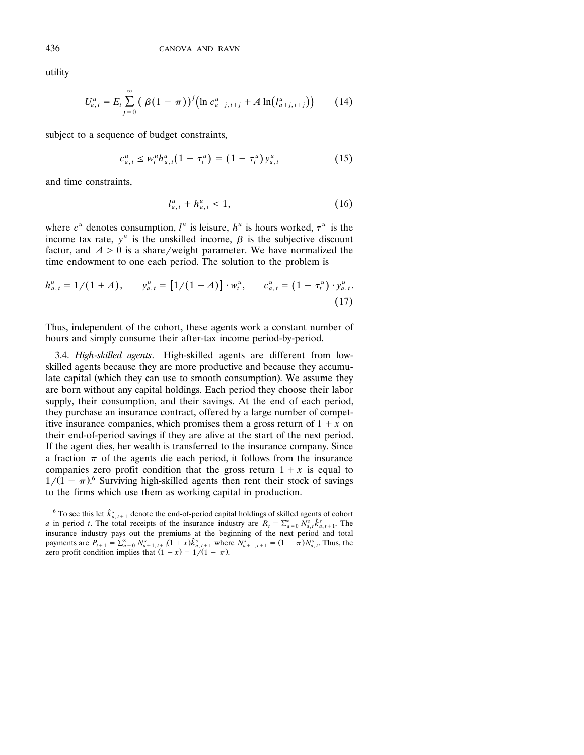utility

$$U_{a,t}^u = E_t \sum_{j=0}^{\infty} \left( \beta(1-\pi) \right)^j \left( \ln c_{a+j,t+j}^u + A \ln\left( l_{a+j,t+j}^u \right) \right) \tag{14}$$

subject to a sequence of budget constraints,

$$c_{a,t}^u \leq w_t^u h_{a,t}^u \left(1 - \tau_t^u\right) = \left(1 - \tau_t^u\right) y_{a,t}^u \tag{15}$$

and time constraints,

$$l_{a,t}^u + h_{a,t}^u \leq 1, \tag{16}$$

where $c^u$ denotes consumption, $l^u$ is leisure, $h^u$ is hours worked, $\tau^u$ is the income tax rate, $y^u$ is the unskilled income, $\beta$ is the subjective discount factor, and $A > 0$ is a share/weight parameter. We have normalized the time endowment to one each period. The solution to the problem is

$$h_{a,t}^u = 1/(1+A), \qquad y_{a,t}^u = \left[1/(1+A)\right] \cdot w_t^u, \qquad c_{a,t}^u = \left(1 - \tau_t^u\right) \cdot y_{a,t}^u. \tag{17}$$

Thus, independent of the cohort, these agents work a constant number of hours and simply consume their after-tax income period-by-period.

3.4. *High-skilled agents*. High-skilled agents are different from low-skilled agents because they are more productive and because they accumulate capital (which they can use to smooth consumption). We assume they are born without any capital holdings. Each period they choose their labor supply, their consumption, and their savings. At the end of each period, they purchase an insurance contract, offered by a large number of competitive insurance companies, which promises them a gross return of $1 + x$ on their end-of-period savings if they are alive at the start of the next period. If the agent dies, her wealth is transferred to the insurance company. Since a fraction $\pi$ of the agents die each period, it follows from the insurance companies zero profit condition that the gross return $1 + x$ is equal to $1/(1 - \pi)$.[6] Surviving high-skilled agents then rent their stock of savings to the firms which use them as working capital in production.

[6] To see this let $\hat{k}_{a,t+1}^s$ denote the end-of-period capital holdings of skilled agents of cohort $a$ in period $t$. The total receipts of the insurance industry are $R_t = \sum_{a=0}^{\infty} N_{a,t}^s \hat{k}_{a,t+1}^s$. The insurance industry pays out the premiums at the beginning of the next period and total payments are $P_{t+1} = \sum_{a=0}^{\infty} N_{a+1,t+1}^s (1+x) \hat{k}_{a,t+1}^s$ where $N_{a+1,t+1}^s = (1-\pi) N_{a,t}^s$. Thus, the zero profit condition implies that $(1 + x) = 1/(1 - \pi)$.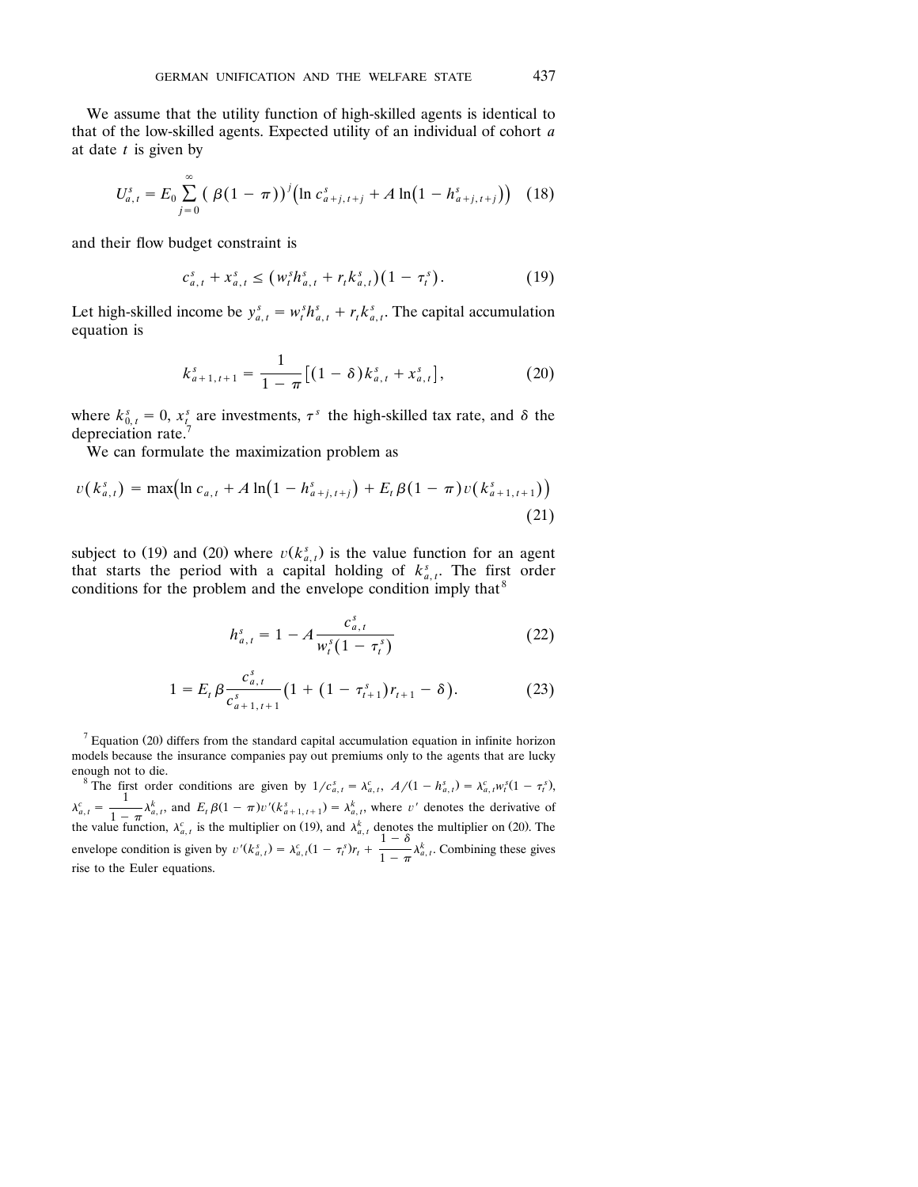We assume that the utility function of high-skilled agents is identical to that of the low-skilled agents. Expected utility of an individual of cohort $a$ at date $t$ is given by

$$U_{a,t}^{s} = E_0 \sum_{j=0}^{\infty} \left( \beta(1-\pi) \right)^{j} \left( \ln c_{a+j,t+j}^{s} + A \ln\left(1 - h_{a+j,t+j}^{s}\right) \right) \quad (18)$$

and their flow budget constraint is

$$c_{a,t}^{s} + x_{a,t}^{s} \leq \left( w_t^s h_{a,t}^{s} + r_t k_{a,t}^{s} \right)\left(1 - \tau_t^s\right). \quad (19)$$

Let high-skilled income be $y_{a,t}^{s} = w_t^s h_{a,t}^{s} + r_t k_{a,t}^{s}$. The capital accumulation equation is

$$k_{a+1,t+1}^{s} = \frac{1}{1-\pi}\left[ (1-\delta) k_{a,t}^{s} + x_{a,t}^{s} \right], \quad (20)$$

where $k_{0,t}^{s} = 0$, $x_t^s$ are investments, $\tau^s$ the high-skilled tax rate, and $\delta$ the depreciation rate.[7]

We can formulate the maximization problem as

$$v\left(k_{a,t}^{s}\right) = \max\left( \ln c_{a,t} + A \ln\left(1 - h_{a+j,t+j}^{s}\right) + E_t \beta(1-\pi) v\left(k_{a+1,t+1}^{s}\right) \right) \quad (21)$$

subject to (19) and (20) where $v(k_{a,t}^{s})$ is the value function for an agent that starts the period with a capital holding of $k_{a,t}^{s}$. The first order conditions for the problem and the envelope condition imply that[8]

$$h_{a,t}^{s} = 1 - A \frac{c_{a,t}^{s}}{w_t^s\left(1 - \tau_t^s\right)} \quad (22)$$

$$1 = E_t \beta \frac{c_{a,t}^{s}}{c_{a+1,t+1}^{s}} \left( 1 + \left(1 - \tau_{t+1}^{s}\right) r_{t+1} - \delta \right). \quad (23)$$

[7] Equation (20) differs from the standard capital accumulation equation in infinite horizon models because the insurance companies pay out premiums only to the agents that are lucky enough not to die.

[8] The first order conditions are given by $1/c_{a,t}^{s} = \lambda_{a,t}^{c}$, $A/(1 - h_{a,t}^{s}) = \lambda_{a,t}^{c} w_t^s (1 - \tau_t^s)$, $\lambda_{a,t}^{c} = \dfrac{1}{1-\pi} \lambda_{a,t}^{k}$, and $E_t \beta(1-\pi) v'(k_{a+1,t+1}^{s}) = \lambda_{a,t}^{k}$, where $v'$ denotes the derivative of the value function, $\lambda_{a,t}^{c}$ is the multiplier on (19), and $\lambda_{a,t}^{k}$ denotes the multiplier on (20). The envelope condition is given by $v'(k_{a,t}^{s}) = \lambda_{a,t}^{c}(1 - \tau_t^s) r_t + \dfrac{1-\delta}{1-\pi} \lambda_{a,t}^{k}$. Combining these gives rise to the Euler equations.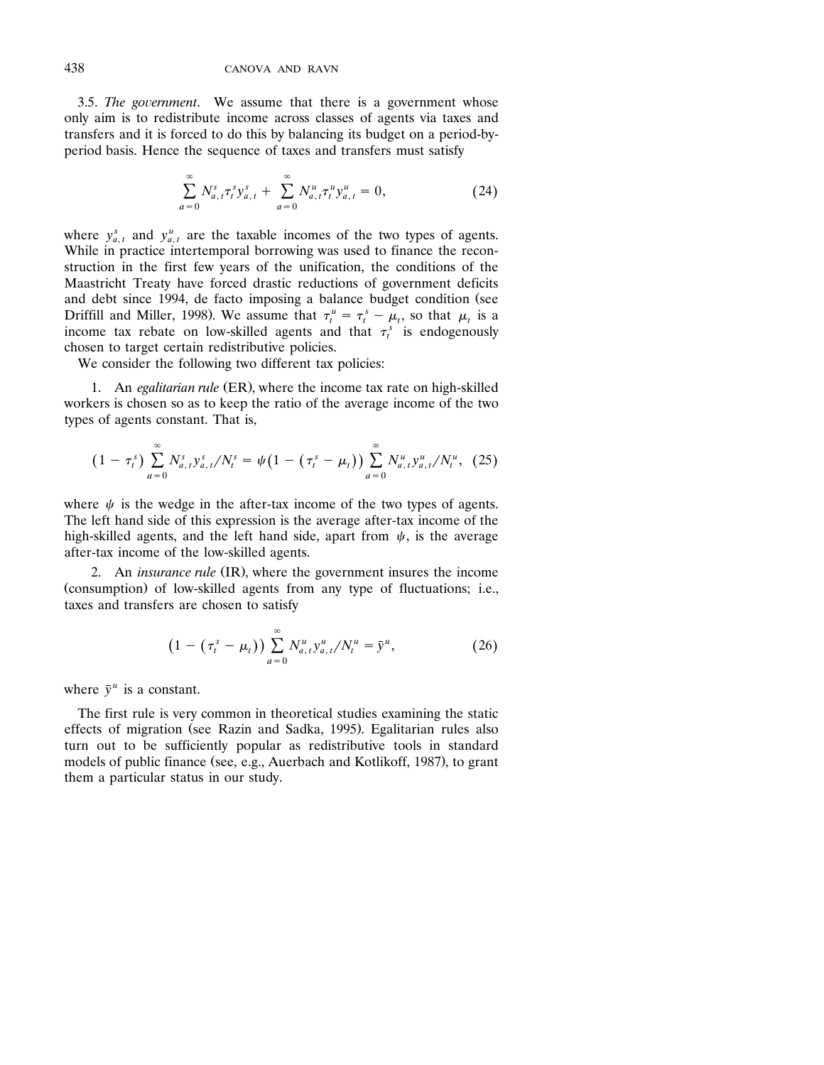3.5. *The government*. We assume that there is a government whose only aim is to redistribute income across classes of agents via taxes and transfers and it is forced to do this by balancing its budget on a period-by-period basis. Hence the sequence of taxes and transfers must satisfy

$$\sum_{a=0}^{\infty} N_{a,t}^{s} \tau_t^{s} y_{a,t}^{s} + \sum_{a=0}^{\infty} N_{a,t}^{u} \tau_t^{u} y_{a,t}^{u} = 0, \tag{24}$$

where $y_{a,t}^{s}$ and $y_{a,t}^{u}$ are the taxable incomes of the two types of agents. While in practice intertemporal borrowing was used to finance the reconstruction in the first few years of the unification, the conditions of the Maastricht Treaty have forced drastic reductions of government deficits and debt since 1994, de facto imposing a balance budget condition (see Driffill and Miller, 1998). We assume that $\tau_t^{u} = \tau_t^{s} - \mu_t$, so that $\mu_t$ is a income tax rebate on low-skilled agents and that $\tau_t^{s}$ is endogenously chosen to target certain redistributive policies.

We consider the following two different tax policies:

1. An *egalitarian rule* (ER), where the income tax rate on high-skilled workers is chosen so as to keep the ratio of the average income of the two types of agents constant. That is,

$$(1 - \tau_t^{s}) \sum_{a=0}^{\infty} N_{a,t}^{s} y_{a,t}^{s} / N_t^{s} = \psi \big(1 - (\tau_t^{s} - \mu_t)\big) \sum_{a=0}^{\infty} N_{a,t}^{u} y_{a,t}^{u} / N_t^{u}, \tag{25}$$

where $\psi$ is the wedge in the after-tax income of the two types of agents. The left hand side of this expression is the average after-tax income of the high-skilled agents, and the left hand side, apart from $\psi$, is the average after-tax income of the low-skilled agents.

2. An *insurance rule* (IR), where the government insures the income (consumption) of low-skilled agents from any type of fluctuations; i.e., taxes and transfers are chosen to satisfy

$$\big(1 - (\tau_t^{s} - \mu_t)\big) \sum_{a=0}^{\infty} N_{a,t}^{u} y_{a,t}^{u} / N_t^{u} = \bar{y}^{u}, \tag{26}$$

where $\bar{y}^{u}$ is a constant.

The first rule is very common in theoretical studies examining the static effects of migration (see Razin and Sadka, 1995). Egalitarian rules also turn out to be sufficiently popular as redistributive tools in standard models of public finance (see, e.g., Auerbach and Kotlikoff, 1987), to grant them a particular status in our study.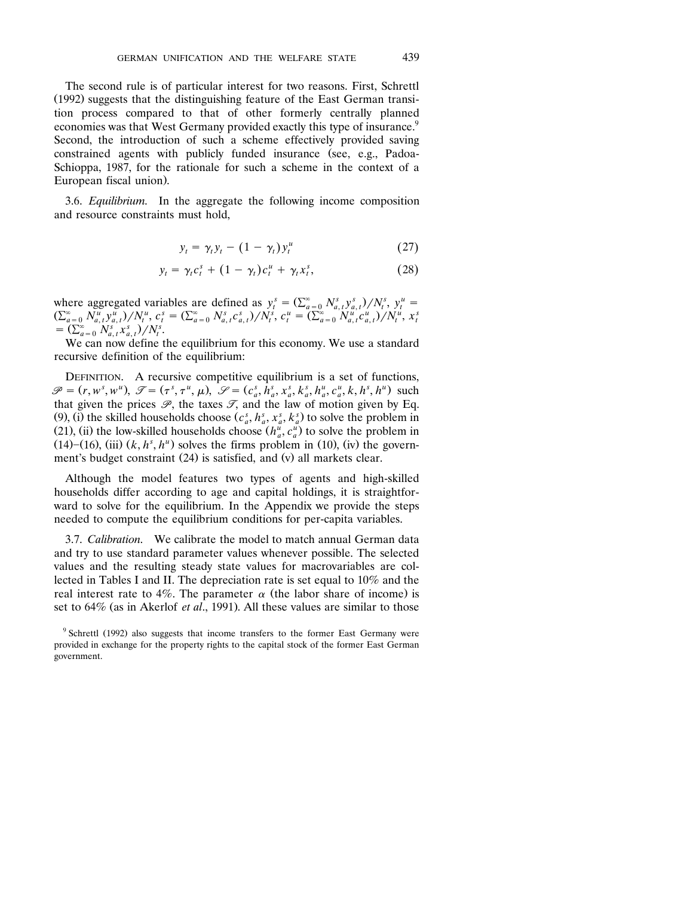The second rule is of particular interest for two reasons. First, Schrettl (1992) suggests that the distinguishing feature of the East German transition process compared to that of other formerly centrally planned economies was that West Germany provided exactly this type of insurance.[9] Second, the introduction of such a scheme effectively provided saving constrained agents with publicly funded insurance (see, e.g., Padoa-Schioppa, 1987, for the rationale for such a scheme in the context of a European fiscal union).

3.6. *Equilibrium.* In the aggregate the following income composition and resource constraints must hold,

$$y_t = \gamma_t y_t - (1 - \gamma_t) y_t^u \tag{27}$$

$$y_t = \gamma_t c_t^s + (1 - \gamma_t) c_t^u + \gamma_t x_t^s, \tag{28}$$

where aggregated variables are defined as $y_t^s = (\sum_{a=0}^{\infty} N_{a,t}^s y_{a,t}^s)/N_t^s$, $y_t^u = (\sum_{a=0}^{\infty} N_{a,t}^u y_{a,t}^u)/N_t^u$, $c_t^s = (\sum_{a=0}^{\infty} N_{a,t}^s c_{a,t}^s)/N_t^s$, $c_t^u = (\sum_{a=0}^{\infty} N_{a,t}^u c_{a,t}^u)/N_t^u$, $x_t^s = (\sum_{a=0}^{\infty} N_{a,t}^s x_{a,t}^s)/N_t^s$.

We can now define the equilibrium for this economy. We use a standard recursive definition of the equilibrium:

DEFINITION. A recursive competitive equilibrium is a set of functions, $\mathscr{P} = (r, w^s, w^u)$, $\mathscr{T} = (\tau^s, \tau^u, \mu)$, $\mathscr{S} = (c_a^s, h_a^s, x_a^s, k_a^s, h_a^u, c_a^u, k, h^s, h^u)$ such that given the prices $\mathscr{P}$, the taxes $\mathscr{T}$, and the law of motion given by Eq. (9), (i) the skilled households choose $(c_a^s, h_a^s, x_a^s, k_a^s)$ to solve the problem in (21), (ii) the low-skilled households choose $(h_a^u, c_a^u)$ to solve the problem in (14)–(16), (iii) $(k, h^s, h^u)$ solves the firms problem in (10), (iv) the government's budget constraint (24) is satisfied, and (v) all markets clear.

Although the model features two types of agents and high-skilled households differ according to age and capital holdings, it is straightforward to solve for the equilibrium. In the Appendix we provide the steps needed to compute the equilibrium conditions for per-capita variables.

3.7. *Calibration.* We calibrate the model to match annual German data and try to use standard parameter values whenever possible. The selected values and the resulting steady state values for macrovariables are collected in Tables I and II. The depreciation rate is set equal to 10% and the real interest rate to 4%. The parameter $\alpha$ (the labor share of income) is set to 64% (as in Akerlof *et al*., 1991). All these values are similar to those

[9] Schrettl (1992) also suggests that income transfers to the former East Germany were provided in exchange for the property rights to the capital stock of the former East German government.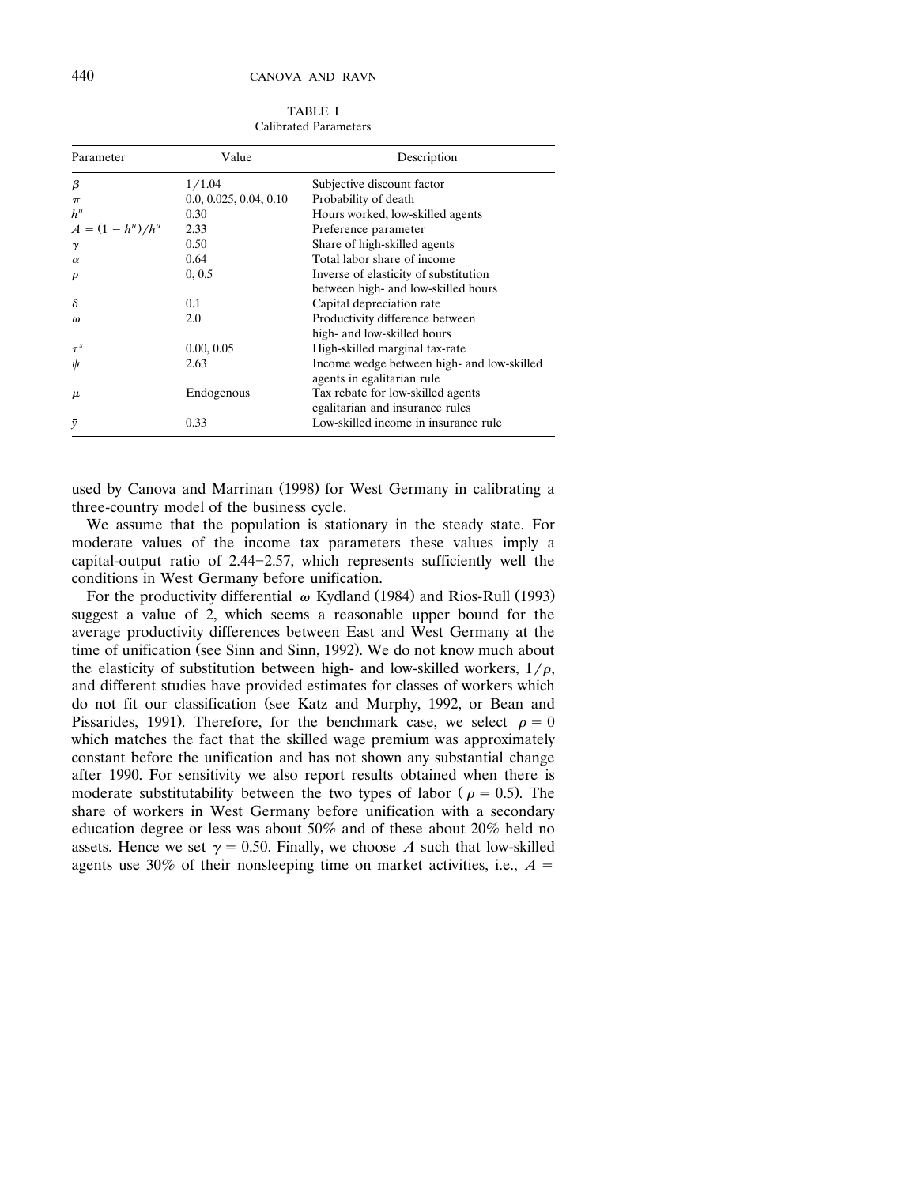TABLE I
Calibrated Parameters

| Parameter | Value | Description |
|---|---|---|
| $\beta$ | $1/1.04$ | Subjective discount factor |
| $\pi$ | 0.0, 0.025, 0.04, 0.10 | Probability of death |
| $h^u$ | 0.30 | Hours worked, low-skilled agents |
| $A = (1 - h^u)/h^u$ | 2.33 | Preference parameter |
| $\gamma$ | 0.50 | Share of high-skilled agents |
| $\alpha$ | 0.64 | Total labor share of income |
| $\rho$ | 0, 0.5 | Inverse of elasticity of substitution between high- and low-skilled hours |
| $\delta$ | 0.1 | Capital depreciation rate |
| $\omega$ | 2.0 | Productivity difference between high- and low-skilled hours |
| $\tau^s$ | 0.00, 0.05 | High-skilled marginal tax-rate |
| $\psi$ | 2.63 | Income wedge between high- and low-skilled agents in egalitarian rule |
| $\mu$ | Endogenous | Tax rebate for low-skilled agents egalitarian and insurance rules |
| $\bar{y}$ | 0.33 | Low-skilled income in insurance rule |

used by Canova and Marrinan (1998) for West Germany in calibrating a three-country model of the business cycle.

We assume that the population is stationary in the steady state. For moderate values of the income tax parameters these values imply a capital-output ratio of 2.44–2.57, which represents sufficiently well the conditions in West Germany before unification.

For the productivity differential $\omega$ Kydland (1984) and Rios-Rull (1993) suggest a value of 2, which seems a reasonable upper bound for the average productivity differences between East and West Germany at the time of unification (see Sinn and Sinn, 1992). We do not know much about the elasticity of substitution between high- and low-skilled workers, $1/\rho$, and different studies have provided estimates for classes of workers which do not fit our classification (see Katz and Murphy, 1992, or Bean and Pissarides, 1991). Therefore, for the benchmark case, we select $\rho = 0$ which matches the fact that the skilled wage premium was approximately constant before the unification and has not shown any substantial change after 1990. For sensitivity we also report results obtained when there is moderate substitutability between the two types of labor ($\rho = 0.5$). The share of workers in West Germany before unification with a secondary education degree or less was about 50% and of these about 20% held no assets. Hence we set $\gamma = 0.50$. Finally, we choose $A$ such that low-skilled agents use 30% of their nonsleeping time on market activities, i.e., $A =$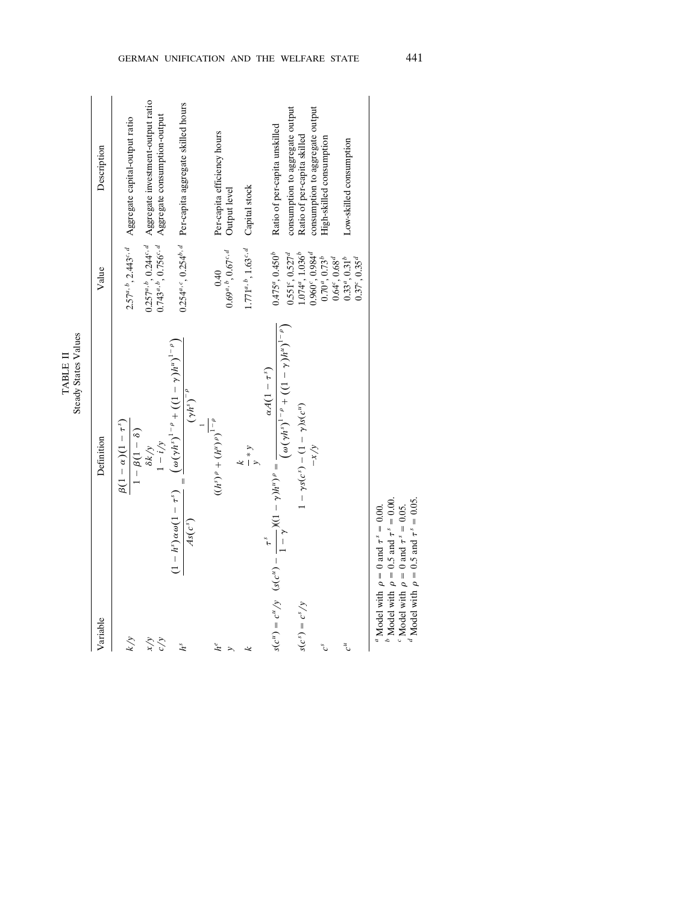TABLE II

Steady States Values

| Variable | Definition | Value | Description |
|---|---|---|---|
| $k/y$ | $\dfrac{\beta(1-\alpha)(1-\tau^s)}{1-\beta(1-\delta)}$ | $2.57^{a,b}$, $2.443^{c,d}$ | Aggregate capital-output ratio |
| $x/y$ | $\delta k/y$ | $0.257^{a,b}$, $0.244^{c,d}$ | Aggregate investment-output ratio |
| $c/y$ | $1-i/y$ | $0.743^{a,b}$, $0.756^{c,d}$ | Aggregate consumption-output |
| $h^s$ | $\dfrac{(1-h^s)\alpha\omega(1-\tau^s)}{As(c^s)} = \dfrac{\left(\omega(\gamma h^s)^{1-\rho}+((1-\gamma)h^u)^{1-\rho}\right)}{(\gamma h^s)^{-\rho}}$ | $0.254^{a,c}$, $0.254^{b,d}$ | Per-capita aggregate skilled hours |
| $h^e$ | $((h^s)^\rho+(h^u)^\rho)^{\frac{1}{1-\rho}}$ | 0.40 | Per-capita efficiency hours |
| $y$ | | $0.69^{a,b}$, $0.67^{c,d}$ | Output level |
| $k$ | $\dfrac{k}{y}*y$ | $1.771^{a,b}$, $1.63^{c,d}$ | Capital stock |
| $s(c^u)=c^u/y$ | $\left(s(c^u)-\dfrac{\tau^s}{1-\gamma}\right)((1-\gamma)h^u)^\rho = \dfrac{\alpha A(1-\tau^s)}{\left(\omega(\gamma h^s)^{1-\rho}+((1-\gamma)h^u)^{1-\rho}\right)}$ | $0.475^a$, $0.450^b$ $0.551^c$, $0.527^d$ | Ratio of per-capita unskilled consumption to aggregate output |
| $s(c^s)=c^s/y$ | $1-\gamma s(c^s)-(1-\gamma)s(c^u)$ $-x/y$ | $1.074^a$, $1.036^b$ $0.960^c$, $0.984^d$ | Ratio of per-capita skilled consumption to aggregate output |
| $c^s$ | | $0.70^a$, $0.73^b$ $0.64^c$, $0.68^d$ | High-skilled consumption |
| $c^u$ | | $0.33^a$, $0.31^b$ $0.37^c$, $0.35^d$ | Low-skilled consumption |

[a] Model with $\rho=0$ and $\tau^s=0.00$.
[b] Model with $\rho=0.5$ and $\tau^s=0.00$.
[c] Model with $\rho=0$ and $\tau^s=0.05$.
[d] Model with $\rho=0.5$ and $\tau^s=0.05$.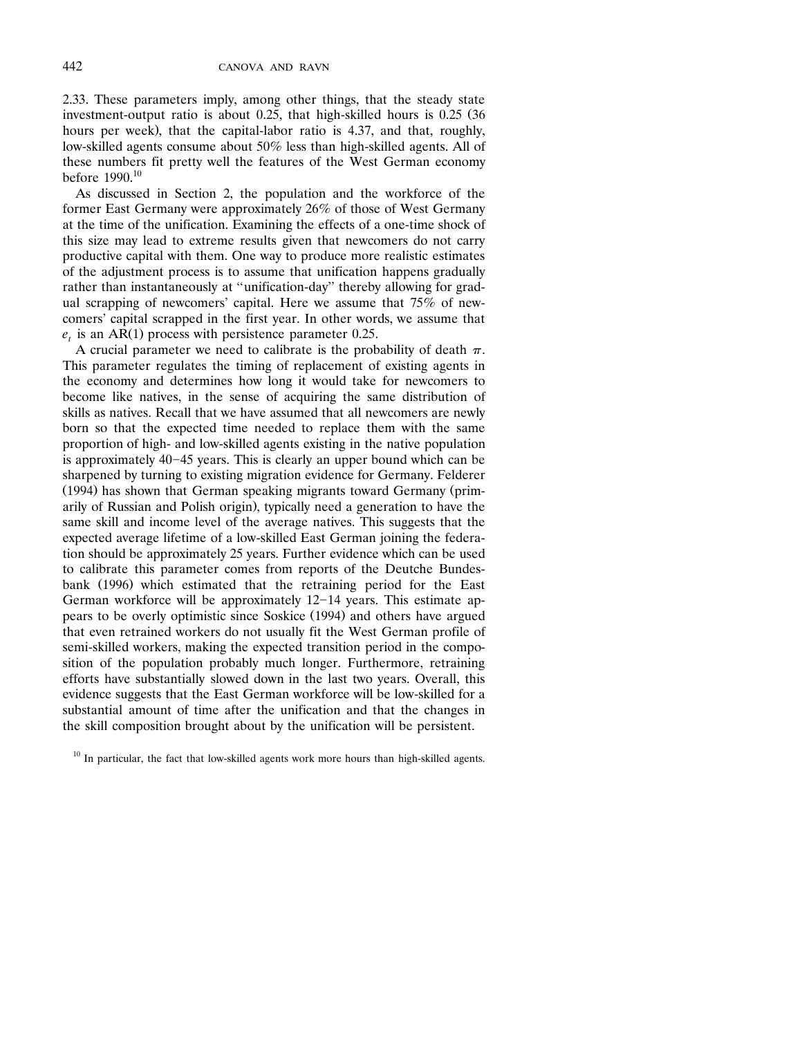2.33. These parameters imply, among other things, that the steady state investment-output ratio is about 0.25, that high-skilled hours is 0.25 (36 hours per week), that the capital-labor ratio is 4.37, and that, roughly, low-skilled agents consume about 50% less than high-skilled agents. All of these numbers fit pretty well the features of the West German economy before 1990.[10]

As discussed in Section 2, the population and the workforce of the former East Germany were approximately 26% of those of West Germany at the time of the unification. Examining the effects of a one-time shock of this size may lead to extreme results given that newcomers do not carry productive capital with them. One way to produce more realistic estimates of the adjustment process is to assume that unification happens gradually rather than instantaneously at "unification-day" thereby allowing for gradual scrapping of newcomers' capital. Here we assume that 75% of newcomers' capital scrapped in the first year. In other words, we assume that $e_t$ is an AR(1) process with persistence parameter 0.25.

A crucial parameter we need to calibrate is the probability of death $\pi$. This parameter regulates the timing of replacement of existing agents in the economy and determines how long it would take for newcomers to become like natives, in the sense of acquiring the same distribution of skills as natives. Recall that we have assumed that all newcomers are newly born so that the expected time needed to replace them with the same proportion of high- and low-skilled agents existing in the native population is approximately 40–45 years. This is clearly an upper bound which can be sharpened by turning to existing migration evidence for Germany. Felderer (1994) has shown that German speaking migrants toward Germany (primarily of Russian and Polish origin), typically need a generation to have the same skill and income level of the average natives. This suggests that the expected average lifetime of a low-skilled East German joining the federation should be approximately 25 years. Further evidence which can be used to calibrate this parameter comes from reports of the Deutche Bundesbank (1996) which estimated that the retraining period for the East German workforce will be approximately 12–14 years. This estimate appears to be overly optimistic since Soskice (1994) and others have argued that even retrained workers do not usually fit the West German profile of semi-skilled workers, making the expected transition period in the composition of the population probably much longer. Furthermore, retraining efforts have substantially slowed down in the last two years. Overall, this evidence suggests that the East German workforce will be low-skilled for a substantial amount of time after the unification and that the changes in the skill composition brought about by the unification will be persistent.

[10] In particular, the fact that low-skilled agents work more hours than high-skilled agents.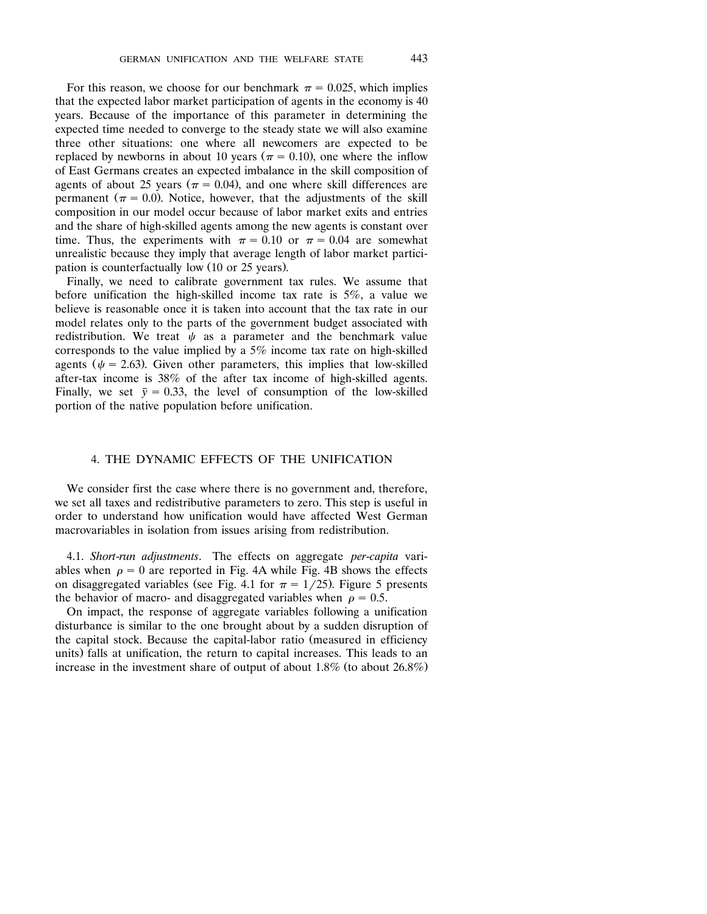For this reason, we choose for our benchmark $\pi = 0.025$, which implies that the expected labor market participation of agents in the economy is 40 years. Because of the importance of this parameter in determining the expected time needed to converge to the steady state we will also examine three other situations: one where all newcomers are expected to be replaced by newborns in about 10 years ($\pi = 0.10$), one where the inflow of East Germans creates an expected imbalance in the skill composition of agents of about 25 years ($\pi = 0.04$), and one where skill differences are permanent ($\pi = 0.0$). Notice, however, that the adjustments of the skill composition in our model occur because of labor market exits and entries and the share of high-skilled agents among the new agents is constant over time. Thus, the experiments with $\pi = 0.10$ or $\pi = 0.04$ are somewhat unrealistic because they imply that average length of labor market participation is counterfactually low (10 or 25 years).

Finally, we need to calibrate government tax rules. We assume that before unification the high-skilled income tax rate is 5%, a value we believe is reasonable once it is taken into account that the tax rate in our model relates only to the parts of the government budget associated with redistribution. We treat $\psi$ as a parameter and the benchmark value corresponds to the value implied by a 5% income tax rate on high-skilled agents ($\psi = 2.63$). Given other parameters, this implies that low-skilled after-tax income is 38% of the after tax income of high-skilled agents. Finally, we set $\bar{y} = 0.33$, the level of consumption of the low-skilled portion of the native population before unification.

## 4. THE DYNAMIC EFFECTS OF THE UNIFICATION

We consider first the case where there is no government and, therefore, we set all taxes and redistributive parameters to zero. This step is useful in order to understand how unification would have affected West German macrovariables in isolation from issues arising from redistribution.

4.1. *Short-run adjustments*. The effects on aggregate *per-capita* variables when $\rho = 0$ are reported in Fig. 4A while Fig. 4B shows the effects on disaggregated variables (see Fig. 4.1 for $\pi = 1/25$). Figure 5 presents the behavior of macro- and disaggregated variables when $\rho = 0.5$.

On impact, the response of aggregate variables following a unification disturbance is similar to the one brought about by a sudden disruption of the capital stock. Because the capital-labor ratio (measured in efficiency units) falls at unification, the return to capital increases. This leads to an increase in the investment share of output of about 1.8% (to about 26.8%)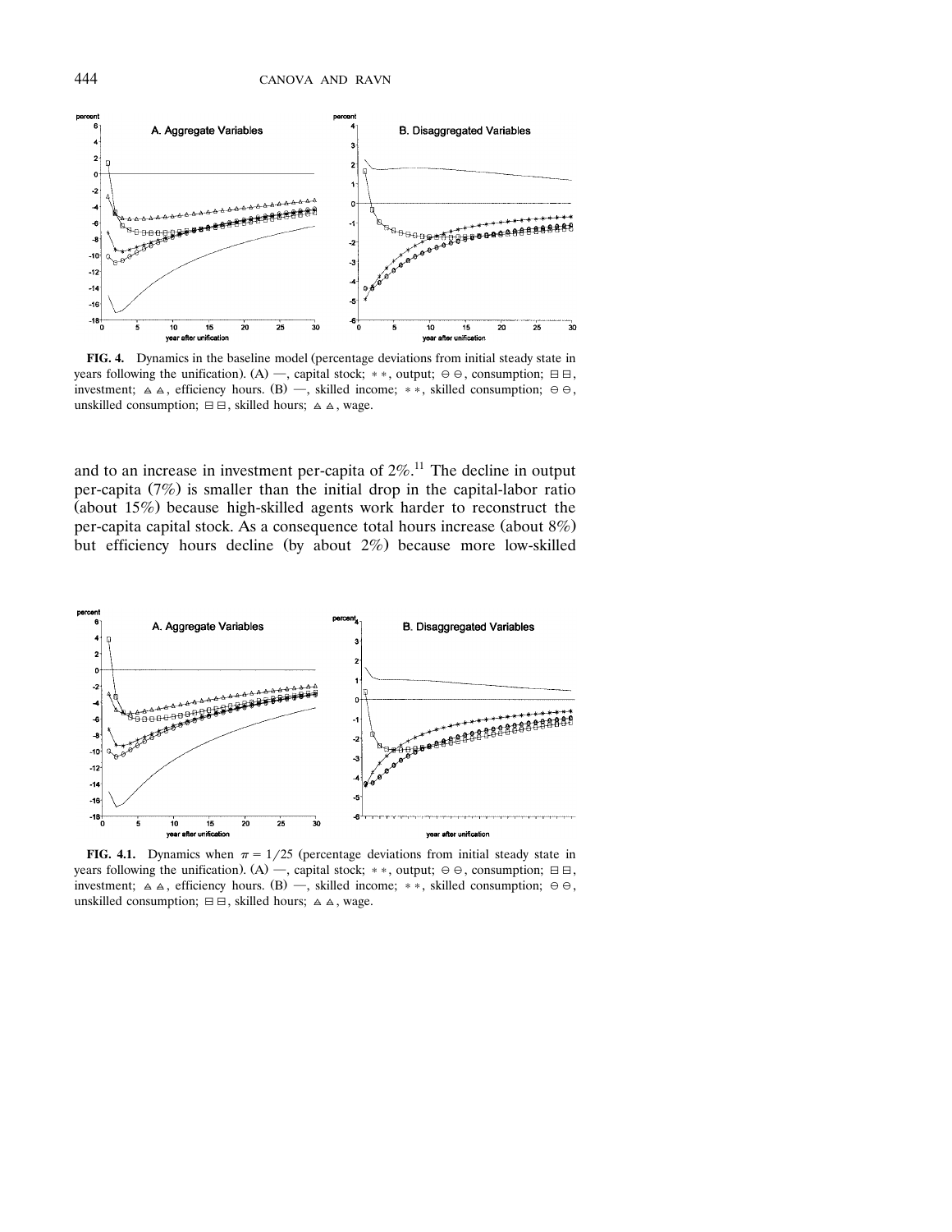**FIG. 4.** Dynamics in the baseline model (percentage deviations from initial steady state in years following the unification). (A) —, capital stock; ∗ ∗, output; ⊖ ⊖, consumption; ⊟ ⊟, investment; ⧋ ⧋, efficiency hours. (B) —, skilled income; ∗ ∗, skilled consumption; ⊖ ⊖, unskilled consumption; ⊟ ⊟, skilled hours; ⧋ ⧋, wage.

and to an increase in investment per-capita of 2%.[11] The decline in output per-capita (7%) is smaller than the initial drop in the capital-labor ratio (about 15%) because high-skilled agents work harder to reconstruct the per-capita capital stock. As a consequence total hours increase (about 8%) but efficiency hours decline (by about 2%) because more low-skilled

**FIG. 4.1.** Dynamics when $\pi = 1/25$ (percentage deviations from initial steady state in years following the unification). (A) —, capital stock; ∗ ∗, output; ⊖ ⊖, consumption; ⊟ ⊟, investment; ⧋ ⧋, efficiency hours. (B) —, skilled income; ∗ ∗, skilled consumption; ⊖ ⊖, unskilled consumption; ⊟ ⊟, skilled hours; ⧋ ⧋, wage.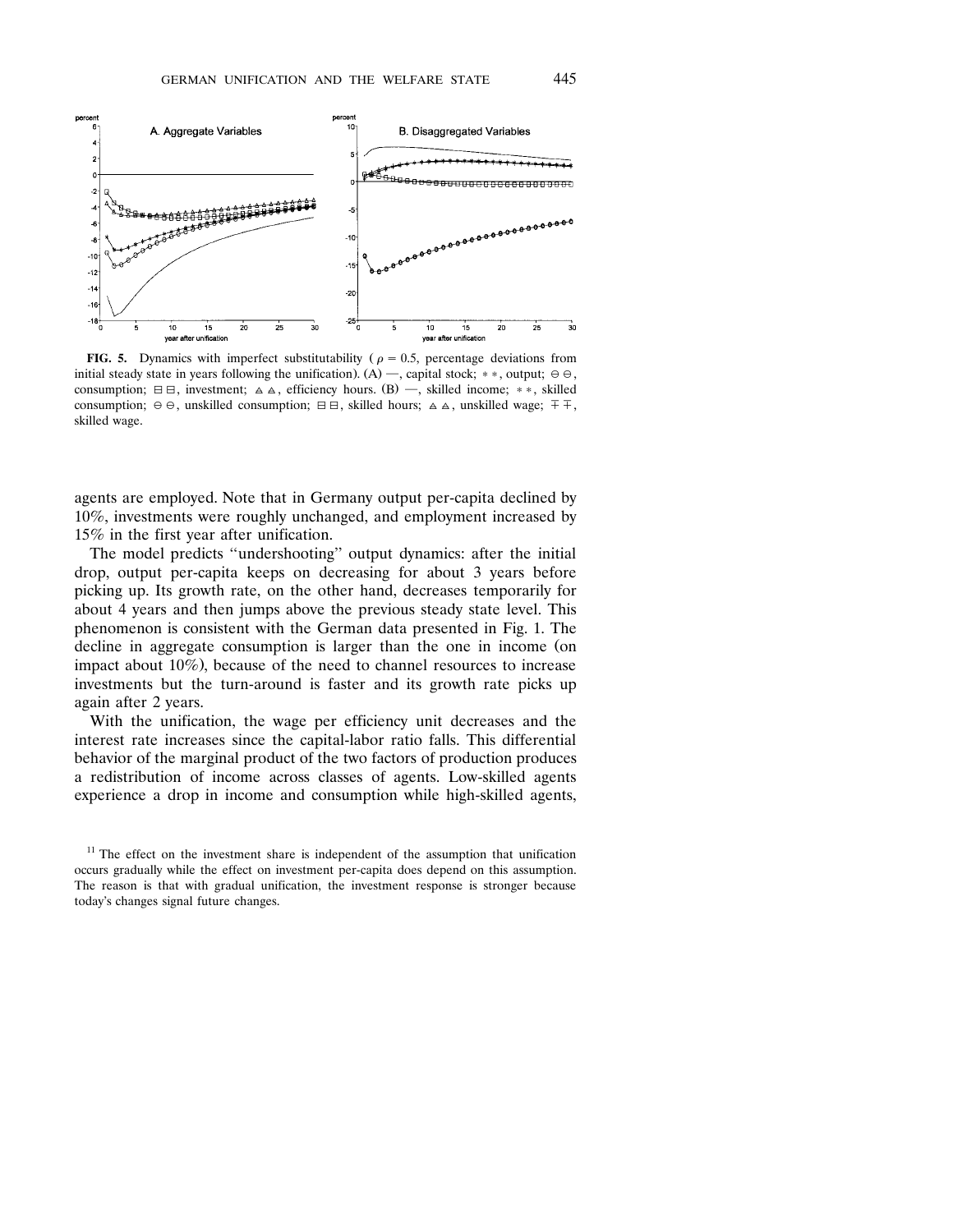**FIG. 5.** Dynamics with imperfect substitutability ( $\rho = 0.5$, percentage deviations from initial steady state in years following the unification). (A) —, capital stock; ∗ ∗, output; ⊖ ⊖, consumption; ⊟ ⊟, investment; ⧋ ⧋, efficiency hours. (B) —, skilled income; ∗ ∗, skilled consumption; ⊖ ⊖, unskilled consumption; ⊟ ⊟, skilled hours; ⧋ ⧋, unskilled wage; ∓ ∓, skilled wage.

agents are employed. Note that in Germany output per-capita declined by 10%, investments were roughly unchanged, and employment increased by 15% in the first year after unification.

The model predicts "undershooting" output dynamics: after the initial drop, output per-capita keeps on decreasing for about 3 years before picking up. Its growth rate, on the other hand, decreases temporarily for about 4 years and then jumps above the previous steady state level. This phenomenon is consistent with the German data presented in Fig. 1. The decline in aggregate consumption is larger than the one in income (on impact about 10%), because of the need to channel resources to increase investments but the turn-around is faster and its growth rate picks up again after 2 years.

With the unification, the wage per efficiency unit decreases and the interest rate increases since the capital-labor ratio falls. This differential behavior of the marginal product of the two factors of production produces a redistribution of income across classes of agents. Low-skilled agents experience a drop in income and consumption while high-skilled agents,

[11] The effect on the investment share is independent of the assumption that unification occurs gradually while the effect on investment per-capita does depend on this assumption. The reason is that with gradual unification, the investment response is stronger because today's changes signal future changes.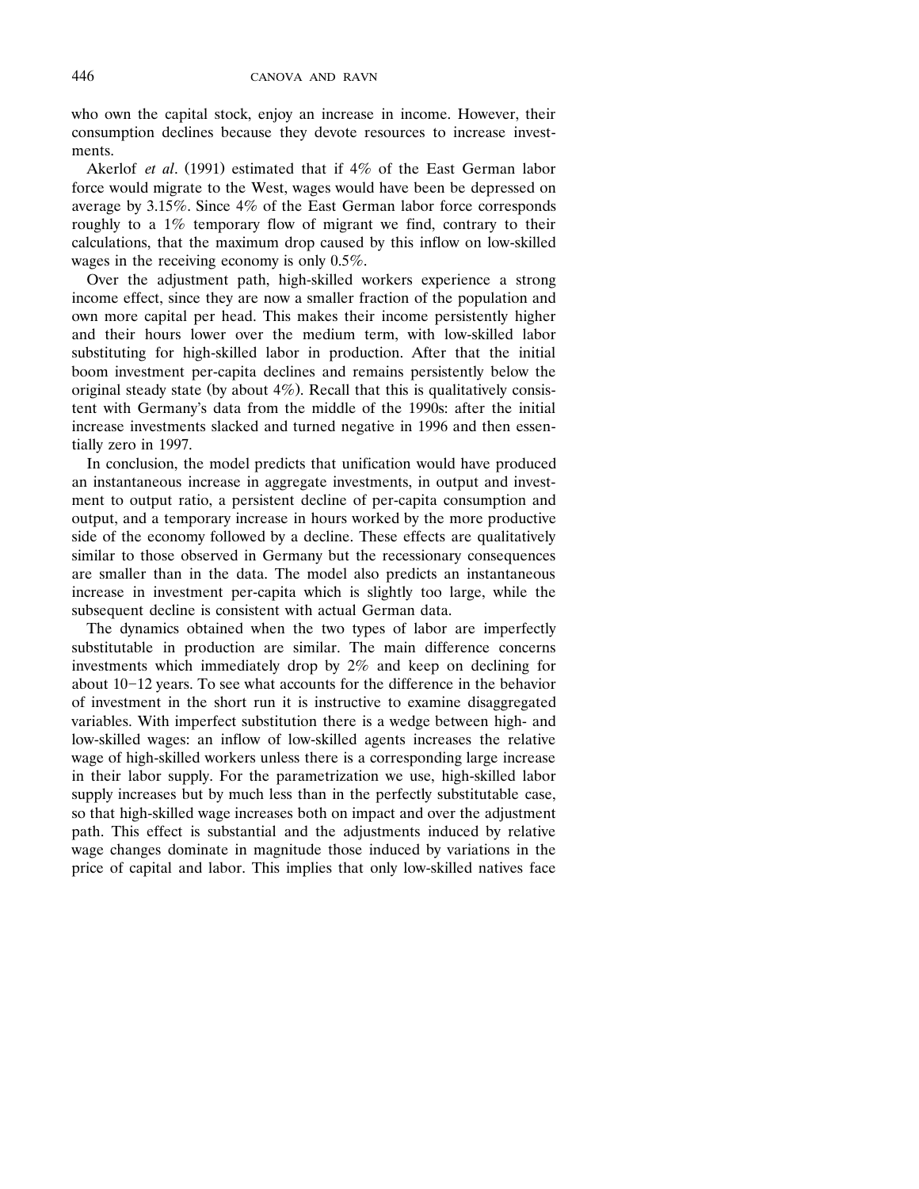who own the capital stock, enjoy an increase in income. However, their consumption declines because they devote resources to increase investments.

Akerlof *et al*. (1991) estimated that if 4% of the East German labor force would migrate to the West, wages would have been be depressed on average by 3.15%. Since 4% of the East German labor force corresponds roughly to a 1% temporary flow of migrant we find, contrary to their calculations, that the maximum drop caused by this inflow on low-skilled wages in the receiving economy is only 0.5%.

Over the adjustment path, high-skilled workers experience a strong income effect, since they are now a smaller fraction of the population and own more capital per head. This makes their income persistently higher and their hours lower over the medium term, with low-skilled labor substituting for high-skilled labor in production. After that the initial boom investment per-capita declines and remains persistently below the original steady state (by about 4%). Recall that this is qualitatively consistent with Germany's data from the middle of the 1990s: after the initial increase investments slacked and turned negative in 1996 and then essentially zero in 1997.

In conclusion, the model predicts that unification would have produced an instantaneous increase in aggregate investments, in output and investment to output ratio, a persistent decline of per-capita consumption and output, and a temporary increase in hours worked by the more productive side of the economy followed by a decline. These effects are qualitatively similar to those observed in Germany but the recessionary consequences are smaller than in the data. The model also predicts an instantaneous increase in investment per-capita which is slightly too large, while the subsequent decline is consistent with actual German data.

The dynamics obtained when the two types of labor are imperfectly substitutable in production are similar. The main difference concerns investments which immediately drop by 2% and keep on declining for about 10–12 years. To see what accounts for the difference in the behavior of investment in the short run it is instructive to examine disaggregated variables. With imperfect substitution there is a wedge between high- and low-skilled wages: an inflow of low-skilled agents increases the relative wage of high-skilled workers unless there is a corresponding large increase in their labor supply. For the parametrization we use, high-skilled labor supply increases but by much less than in the perfectly substitutable case, so that high-skilled wage increases both on impact and over the adjustment path. This effect is substantial and the adjustments induced by relative wage changes dominate in magnitude those induced by variations in the price of capital and labor. This implies that only low-skilled natives face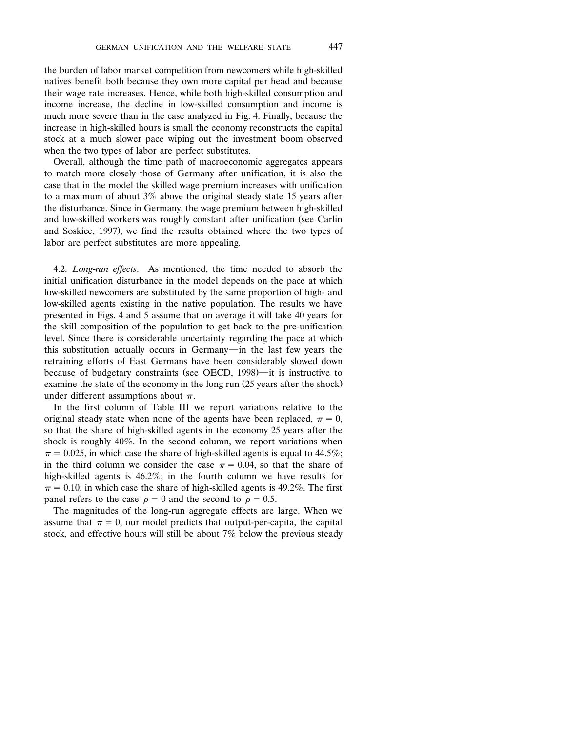the burden of labor market competition from newcomers while high-skilled natives benefit both because they own more capital per head and because their wage rate increases. Hence, while both high-skilled consumption and income increase, the decline in low-skilled consumption and income is much more severe than in the case analyzed in Fig. 4. Finally, because the increase in high-skilled hours is small the economy reconstructs the capital stock at a much slower pace wiping out the investment boom observed when the two types of labor are perfect substitutes.

Overall, although the time path of macroeconomic aggregates appears to match more closely those of Germany after unification, it is also the case that in the model the skilled wage premium increases with unification to a maximum of about 3% above the original steady state 15 years after the disturbance. Since in Germany, the wage premium between high-skilled and low-skilled workers was roughly constant after unification (see Carlin and Soskice, 1997), we find the results obtained where the two types of labor are perfect substitutes are more appealing.

4.2. *Long-run effects*. As mentioned, the time needed to absorb the initial unification disturbance in the model depends on the pace at which low-skilled newcomers are substituted by the same proportion of high- and low-skilled agents existing in the native population. The results we have presented in Figs. 4 and 5 assume that on average it will take 40 years for the skill composition of the population to get back to the pre-unification level. Since there is considerable uncertainty regarding the pace at which this substitution actually occurs in Germany—in the last few years the retraining efforts of East Germans have been considerably slowed down because of budgetary constraints (see OECD, 1998)—it is instructive to examine the state of the economy in the long run (25 years after the shock) under different assumptions about $\pi$.

In the first column of Table III we report variations relative to the original steady state when none of the agents have been replaced, $\pi = 0$, so that the share of high-skilled agents in the economy 25 years after the shock is roughly 40%. In the second column, we report variations when $\pi = 0.025$, in which case the share of high-skilled agents is equal to 44.5%; in the third column we consider the case $\pi = 0.04$, so that the share of high-skilled agents is 46.2%; in the fourth column we have results for $\pi = 0.10$, in which case the share of high-skilled agents is 49.2%. The first panel refers to the case $\rho = 0$ and the second to $\rho = 0.5$.

The magnitudes of the long-run aggregate effects are large. When we assume that $\pi = 0$, our model predicts that output-per-capita, the capital stock, and effective hours will still be about 7% below the previous steady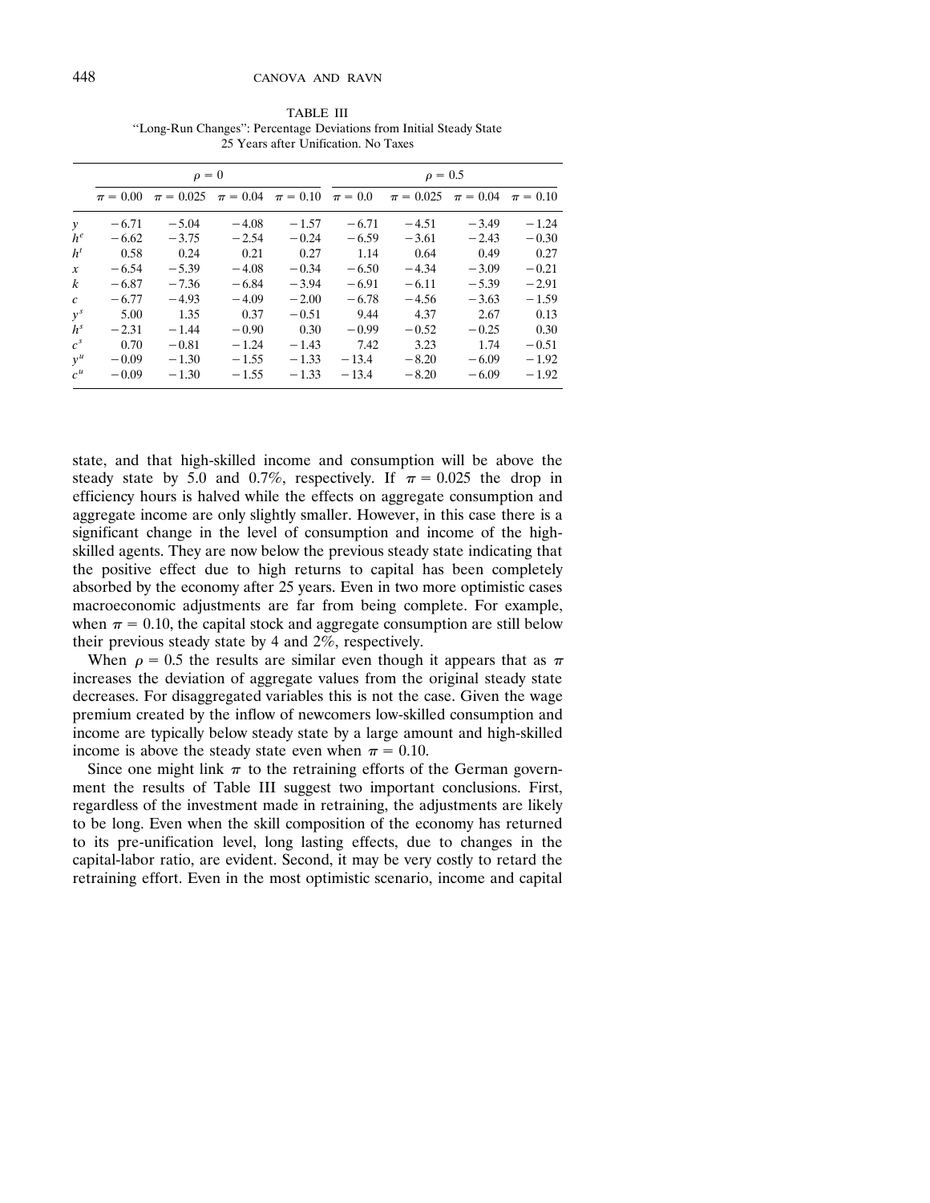TABLE III
"Long-Run Changes": Percentage Deviations from Initial Steady State 25 Years after Unification. No Taxes

| | $\rho = 0$ | | | | $\rho = 0.5$ | | | |
|---|---|---|---|---|---|---|---|---|
| | $\pi = 0.00$ | $\pi = 0.025$ | $\pi = 0.04$ | $\pi = 0.10$ | $\pi = 0.0$ | $\pi = 0.025$ | $\pi = 0.04$ | $\pi = 0.10$ |
| $y$ | −6.71 | −5.04 | −4.08 | −1.57 | −6.71 | −4.51 | −3.49 | −1.24 |
| $h^e$ | −6.62 | −3.75 | −2.54 | −0.24 | −6.59 | −3.61 | −2.43 | −0.30 |
| $h^t$ | 0.58 | 0.24 | 0.21 | 0.27 | 1.14 | 0.64 | 0.49 | 0.27 |
| $x$ | −6.54 | −5.39 | −4.08 | −0.34 | −6.50 | −4.34 | −3.09 | −0.21 |
| $k$ | −6.87 | −7.36 | −6.84 | −3.94 | −6.91 | −6.11 | −5.39 | −2.91 |
| $c$ | −6.77 | −4.93 | −4.09 | −2.00 | −6.78 | −4.56 | −3.63 | −1.59 |
| $y^s$ | 5.00 | 1.35 | 0.37 | −0.51 | 9.44 | 4.37 | 2.67 | 0.13 |
| $h^s$ | −2.31 | −1.44 | −0.90 | 0.30 | −0.99 | −0.52 | −0.25 | 0.30 |
| $c^s$ | 0.70 | −0.81 | −1.24 | −1.43 | 7.42 | 3.23 | 1.74 | −0.51 |
| $y^u$ | −0.09 | −1.30 | −1.55 | −1.33 | −13.4 | −8.20 | −6.09 | −1.92 |
| $c^u$ | −0.09 | −1.30 | −1.55 | −1.33 | −13.4 | −8.20 | −6.09 | −1.92 |

state, and that high-skilled income and consumption will be above the steady state by 5.0 and 0.7%, respectively. If $\pi = 0.025$ the drop in efficiency hours is halved while the effects on aggregate consumption and aggregate income are only slightly smaller. However, in this case there is a significant change in the level of consumption and income of the high-skilled agents. They are now below the previous steady state indicating that the positive effect due to high returns to capital has been completely absorbed by the economy after 25 years. Even in two more optimistic cases macroeconomic adjustments are far from being complete. For example, when $\pi = 0.10$, the capital stock and aggregate consumption are still below their previous steady state by 4 and 2%, respectively.

When $\rho = 0.5$ the results are similar even though it appears that as $\pi$ increases the deviation of aggregate values from the original steady state decreases. For disaggregated variables this is not the case. Given the wage premium created by the inflow of newcomers low-skilled consumption and income are typically below steady state by a large amount and high-skilled income is above the steady state even when $\pi = 0.10$.

Since one might link $\pi$ to the retraining efforts of the German government the results of Table III suggest two important conclusions. First, regardless of the investment made in retraining, the adjustments are likely to be long. Even when the skill composition of the economy has returned to its pre-unification level, long lasting effects, due to changes in the capital-labor ratio, are evident. Second, it may be very costly to retard the retraining effort. Even in the most optimistic scenario, income and capital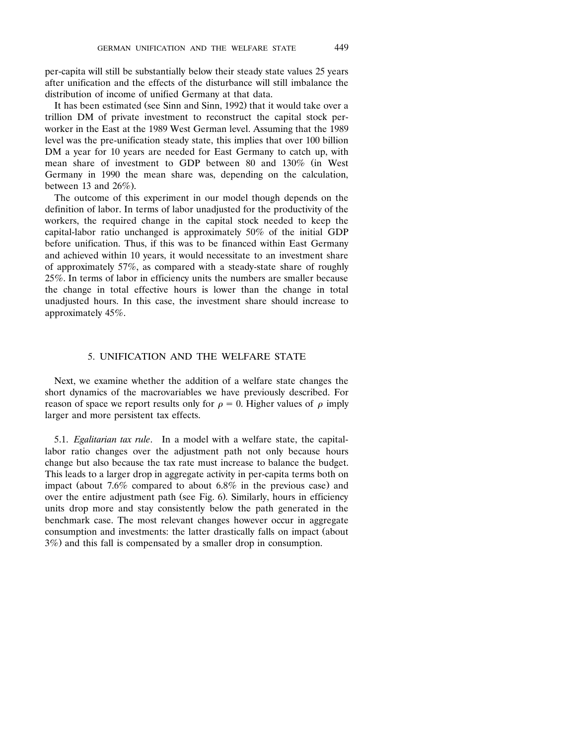per-capita will still be substantially below their steady state values 25 years after unification and the effects of the disturbance will still imbalance the distribution of income of unified Germany at that data.

It has been estimated (see Sinn and Sinn, 1992) that it would take over a trillion DM of private investment to reconstruct the capital stock per-worker in the East at the 1989 West German level. Assuming that the 1989 level was the pre-unification steady state, this implies that over 100 billion DM a year for 10 years are needed for East Germany to catch up, with mean share of investment to GDP between 80 and 130% (in West Germany in 1990 the mean share was, depending on the calculation, between 13 and 26%).

The outcome of this experiment in our model though depends on the definition of labor. In terms of labor unadjusted for the productivity of the workers, the required change in the capital stock needed to keep the capital-labor ratio unchanged is approximately 50% of the initial GDP before unification. Thus, if this was to be financed within East Germany and achieved within 10 years, it would necessitate to an investment share of approximately 57%, as compared with a steady-state share of roughly 25%. In terms of labor in efficiency units the numbers are smaller because the change in total effective hours is lower than the change in total unadjusted hours. In this case, the investment share should increase to approximately 45%.

## 5. UNIFICATION AND THE WELFARE STATE

Next, we examine whether the addition of a welfare state changes the short dynamics of the macrovariables we have previously described. For reason of space we report results only for $\rho = 0$. Higher values of $\rho$ imply larger and more persistent tax effects.

5.1. *Egalitarian tax rule*. In a model with a welfare state, the capital-labor ratio changes over the adjustment path not only because hours change but also because the tax rate must increase to balance the budget. This leads to a larger drop in aggregate activity in per-capita terms both on impact (about 7.6% compared to about 6.8% in the previous case) and over the entire adjustment path (see Fig. 6). Similarly, hours in efficiency units drop more and stay consistently below the path generated in the benchmark case. The most relevant changes however occur in aggregate consumption and investments: the latter drastically falls on impact (about 3%) and this fall is compensated by a smaller drop in consumption.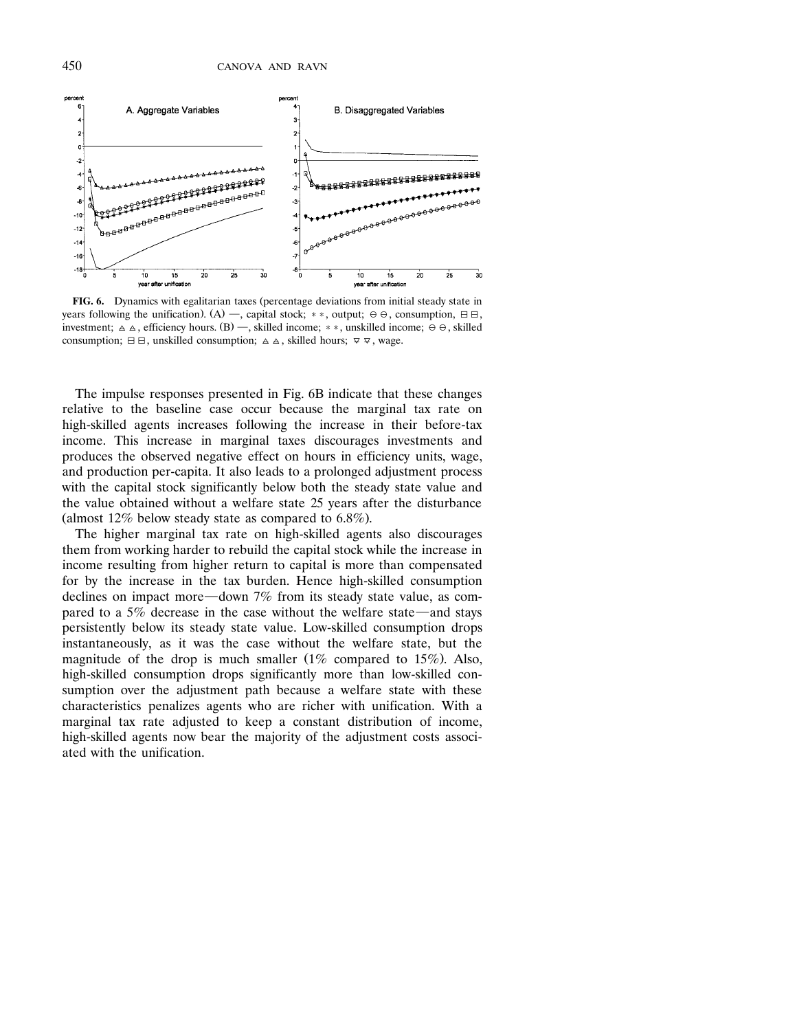**FIG. 6.** Dynamics with egalitarian taxes (percentage deviations from initial steady state in years following the unification). (A) —, capital stock; ∗ ∗, output; ⊖ ⊖, consumption, ⊟ ⊟, investment; ⟁ ⟁, efficiency hours. (B) —, skilled income; ∗ ∗, unskilled income; ⊖ ⊖, skilled consumption; ⊟ ⊟, unskilled consumption; ⟁ ⟁, skilled hours; ▽ ▽, wage.

The impulse responses presented in Fig. 6B indicate that these changes relative to the baseline case occur because the marginal tax rate on high-skilled agents increases following the increase in their before-tax income. This increase in marginal taxes discourages investments and produces the observed negative effect on hours in efficiency units, wage, and production per-capita. It also leads to a prolonged adjustment process with the capital stock significantly below both the steady state value and the value obtained without a welfare state 25 years after the disturbance (almost 12% below steady state as compared to 6.8%).

The higher marginal tax rate on high-skilled agents also discourages them from working harder to rebuild the capital stock while the increase in income resulting from higher return to capital is more than compensated for by the increase in the tax burden. Hence high-skilled consumption declines on impact more—down 7% from its steady state value, as compared to a 5% decrease in the case without the welfare state—and stays persistently below its steady state value. Low-skilled consumption drops instantaneously, as it was the case without the welfare state, but the magnitude of the drop is much smaller (1% compared to 15%). Also, high-skilled consumption drops significantly more than low-skilled consumption over the adjustment path because a welfare state with these characteristics penalizes agents who are richer with unification. With a marginal tax rate adjusted to keep a constant distribution of income, high-skilled agents now bear the majority of the adjustment costs associated with the unification.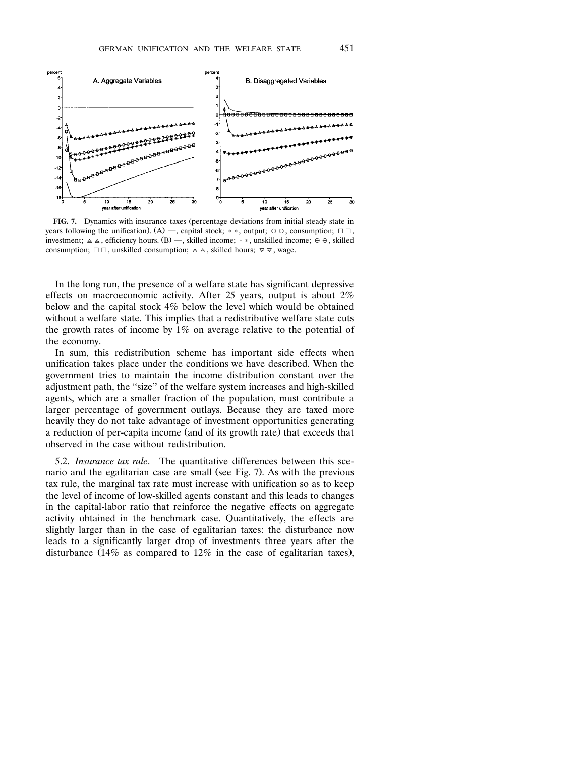**FIG. 7.** Dynamics with insurance taxes (percentage deviations from initial steady state in years following the unification). (A) —, capital stock; ∗ ∗, output; ⊖ ⊖, consumption; ⊟ ⊟, investment; ⟁ ⟁, efficiency hours. (B) —, skilled income; ∗ ∗, unskilled income; ⊖ ⊖, skilled consumption; ⊟ ⊟, unskilled consumption; ⟁ ⟁, skilled hours; ∇ ∇, wage.

In the long run, the presence of a welfare state has significant depressive effects on macroeconomic activity. After 25 years, output is about 2% below and the capital stock 4% below the level which would be obtained without a welfare state. This implies that a redistributive welfare state cuts the growth rates of income by 1% on average relative to the potential of the economy.

In sum, this redistribution scheme has important side effects when unification takes place under the conditions we have described. When the government tries to maintain the income distribution constant over the adjustment path, the "size" of the welfare system increases and high-skilled agents, which are a smaller fraction of the population, must contribute a larger percentage of government outlays. Because they are taxed more heavily they do not take advantage of investment opportunities generating a reduction of per-capita income (and of its growth rate) that exceeds that observed in the case without redistribution.

5.2. *Insurance tax rule*. The quantitative differences between this scenario and the egalitarian case are small (see Fig. 7). As with the previous tax rule, the marginal tax rate must increase with unification so as to keep the level of income of low-skilled agents constant and this leads to changes in the capital-labor ratio that reinforce the negative effects on aggregate activity obtained in the benchmark case. Quantitatively, the effects are slightly larger than in the case of egalitarian taxes: the disturbance now leads to a significantly larger drop of investments three years after the disturbance (14% as compared to 12% in the case of egalitarian taxes),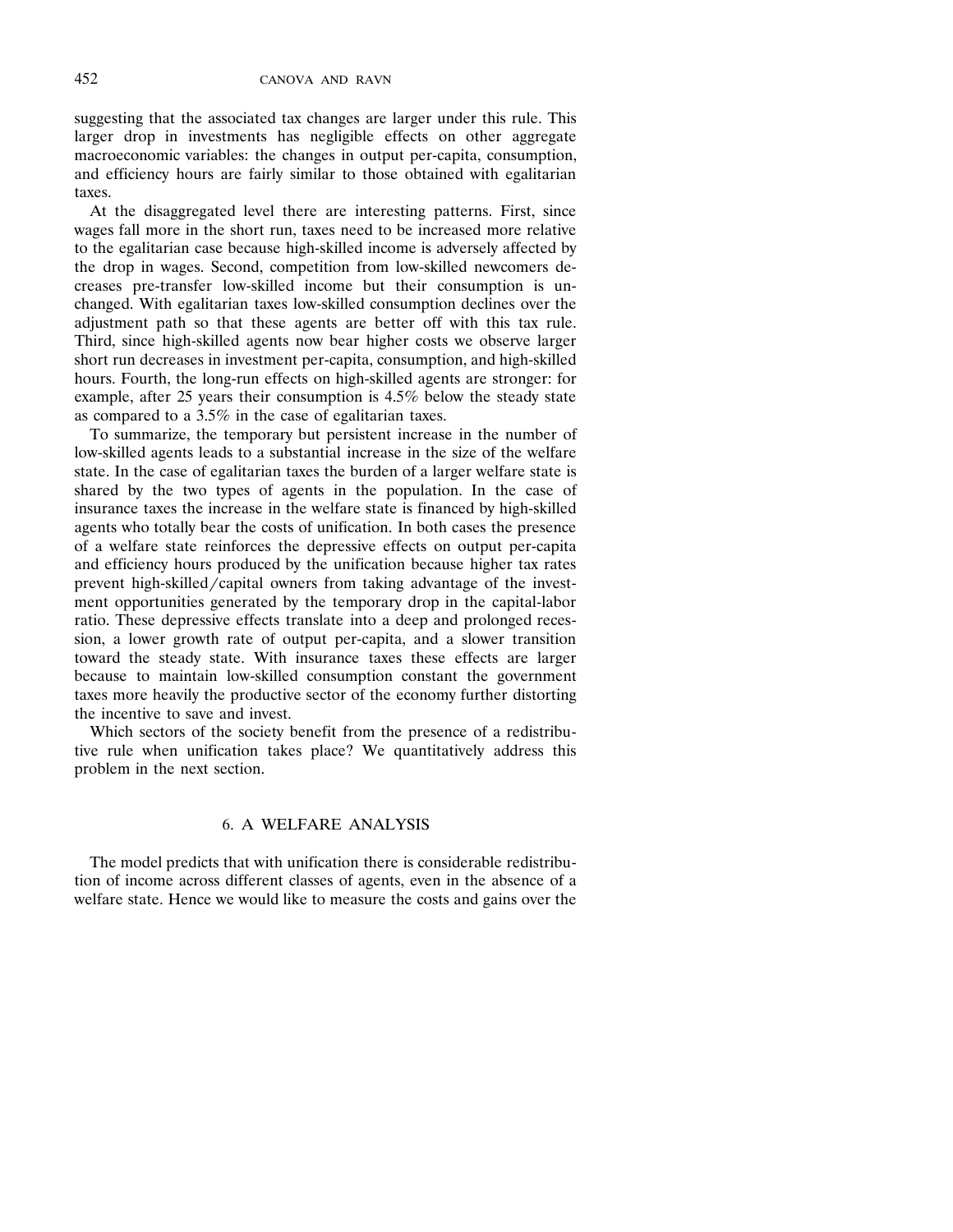suggesting that the associated tax changes are larger under this rule. This larger drop in investments has negligible effects on other aggregate macroeconomic variables: the changes in output per-capita, consumption, and efficiency hours are fairly similar to those obtained with egalitarian taxes.

At the disaggregated level there are interesting patterns. First, since wages fall more in the short run, taxes need to be increased more relative to the egalitarian case because high-skilled income is adversely affected by the drop in wages. Second, competition from low-skilled newcomers decreases pre-transfer low-skilled income but their consumption is unchanged. With egalitarian taxes low-skilled consumption declines over the adjustment path so that these agents are better off with this tax rule. Third, since high-skilled agents now bear higher costs we observe larger short run decreases in investment per-capita, consumption, and high-skilled hours. Fourth, the long-run effects on high-skilled agents are stronger: for example, after 25 years their consumption is 4.5% below the steady state as compared to a 3.5% in the case of egalitarian taxes.

To summarize, the temporary but persistent increase in the number of low-skilled agents leads to a substantial increase in the size of the welfare state. In the case of egalitarian taxes the burden of a larger welfare state is shared by the two types of agents in the population. In the case of insurance taxes the increase in the welfare state is financed by high-skilled agents who totally bear the costs of unification. In both cases the presence of a welfare state reinforces the depressive effects on output per-capita and efficiency hours produced by the unification because higher tax rates prevent high-skilled/capital owners from taking advantage of the investment opportunities generated by the temporary drop in the capital-labor ratio. These depressive effects translate into a deep and prolonged recession, a lower growth rate of output per-capita, and a slower transition toward the steady state. With insurance taxes these effects are larger because to maintain low-skilled consumption constant the government taxes more heavily the productive sector of the economy further distorting the incentive to save and invest.

Which sectors of the society benefit from the presence of a redistributive rule when unification takes place? We quantitatively address this problem in the next section.

## 6. A WELFARE ANALYSIS

The model predicts that with unification there is considerable redistribution of income across different classes of agents, even in the absence of a welfare state. Hence we would like to measure the costs and gains over the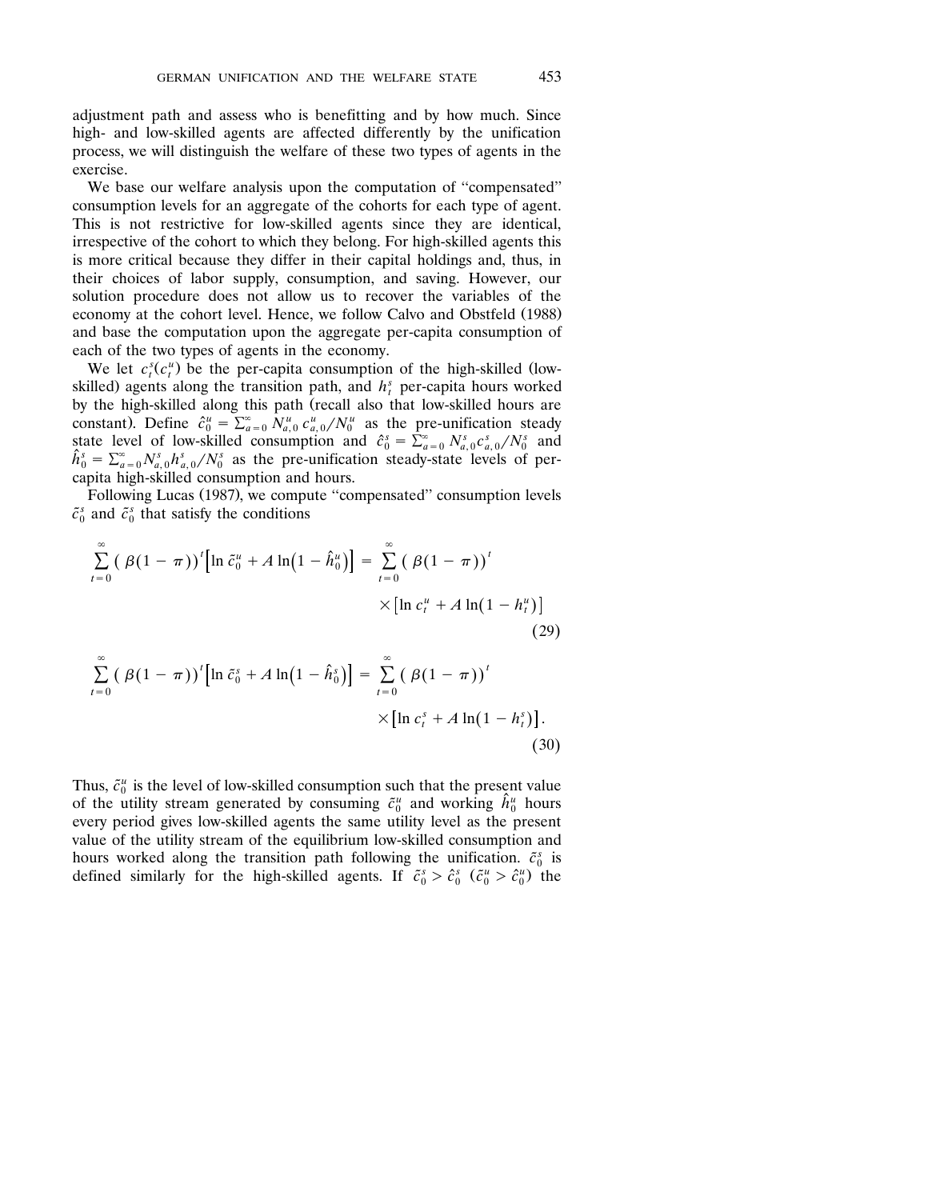adjustment path and assess who is benefitting and by how much. Since high- and low-skilled agents are affected differently by the unification process, we will distinguish the welfare of these two types of agents in the exercise.

We base our welfare analysis upon the computation of "compensated" consumption levels for an aggregate of the cohorts for each type of agent. This is not restrictive for low-skilled agents since they are identical, irrespective of the cohort to which they belong. For high-skilled agents this is more critical because they differ in their capital holdings and, thus, in their choices of labor supply, consumption, and saving. However, our solution procedure does not allow us to recover the variables of the economy at the cohort level. Hence, we follow Calvo and Obstfeld (1988) and base the computation upon the aggregate per-capita consumption of each of the two types of agents in the economy.

We let $c_t^s (c_t^u)$ be the per-capita consumption of the high-skilled (low-skilled) agents along the transition path, and $h_t^s$ per-capita hours worked by the high-skilled along this path (recall also that low-skilled hours are constant). Define $\hat{c}_0^u = \sum_{a=0}^{\infty} N_{a,0}^u c_{a,0}^u / N_0^u$ as the pre-unification steady state level of low-skilled consumption and $\hat{c}_0^s = \sum_{a=0}^{\infty} N_{a,0}^s c_{a,0}^s / N_0^s$ and $\hat{h}_0^s = \sum_{a=0}^{\infty} N_{a,0}^s h_{a,0}^s / N_0^s$ as the pre-unification steady-state levels of per-capita high-skilled consumption and hours.

Following Lucas (1987), we compute "compensated" consumption levels $\tilde{c}_0^s$ and $\tilde{c}_0^s$ that satisfy the conditions

$$\sum_{t=0}^{\infty} (\beta(1-\pi))^t \left[\ln \tilde{c}_0^u + A \ln\left(1 - \hat{h}_0^u\right)\right] = \sum_{t=0}^{\infty} (\beta(1-\pi))^t \times \left[\ln c_t^u + A \ln\left(1 - h_t^u\right)\right] \tag{29}$$

$$\sum_{t=0}^{\infty} (\beta(1-\pi))^t \left[\ln \tilde{c}_0^s + A \ln\left(1 - \hat{h}_0^s\right)\right] = \sum_{t=0}^{\infty} (\beta(1-\pi))^t \times \left[\ln c_t^s + A \ln\left(1 - h_t^s\right)\right]. \tag{30}$$

Thus, $\tilde{c}_0^u$ is the level of low-skilled consumption such that the present value of the utility stream generated by consuming $\tilde{c}_0^u$ and working $\hat{h}_0^u$ hours every period gives low-skilled agents the same utility level as the present value of the utility stream of the equilibrium low-skilled consumption and hours worked along the transition path following the unification. $\tilde{c}_0^s$ is defined similarly for the high-skilled agents. If $\tilde{c}_0^s > \hat{c}_0^s$ ($\tilde{c}_0^u > \hat{c}_0^u$) the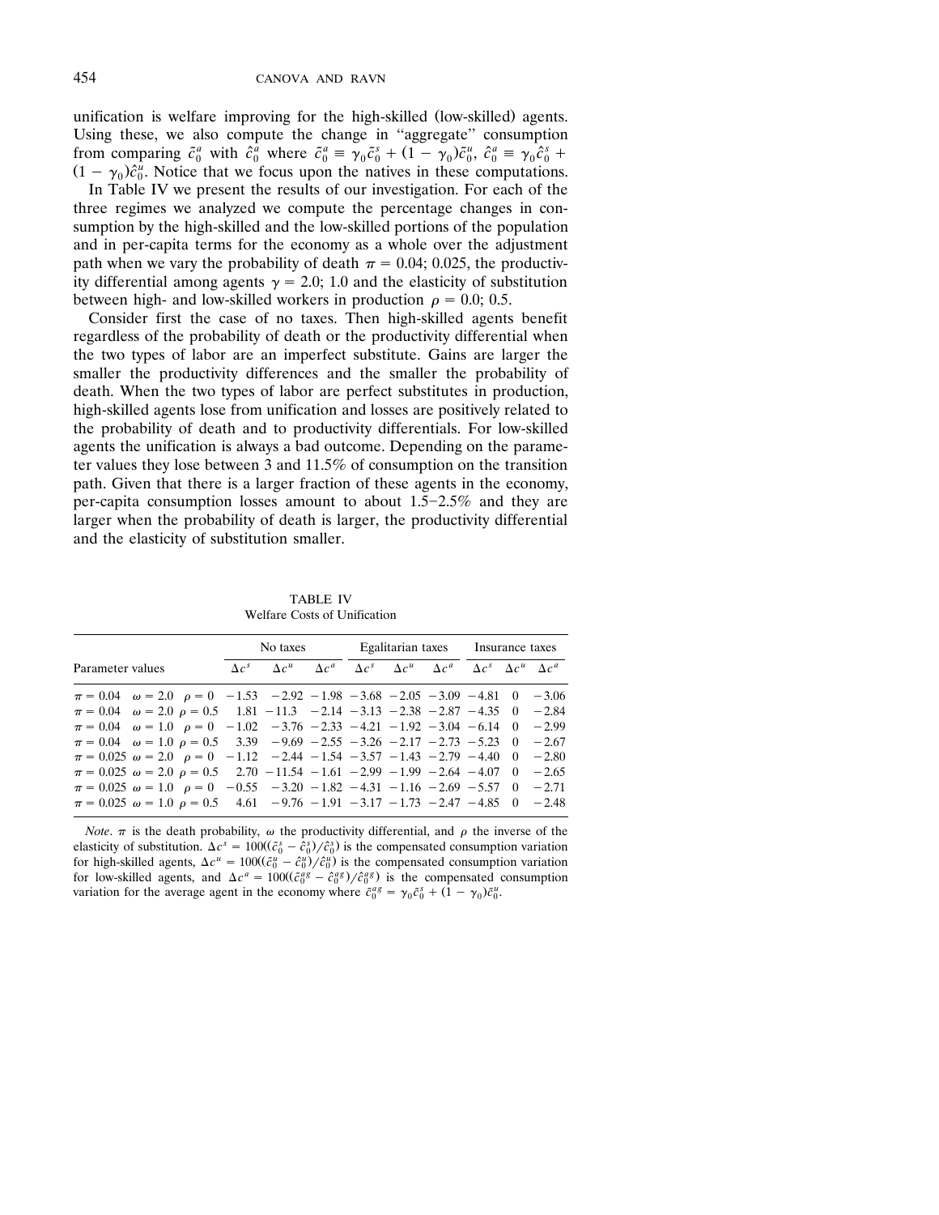unification is welfare improving for the high-skilled (low-skilled) agents. Using these, we also compute the change in "aggregate" consumption from comparing $\tilde{c}_0^a$ with $\hat{c}_0^a$ where $\tilde{c}_0^a \equiv \gamma_0 \tilde{c}_0^s + (1 - \gamma_0)\tilde{c}_0^u$, $\hat{c}_0^a \equiv \gamma_0 \hat{c}_0^s + (1 - \gamma_0)\hat{c}_0^u$. Notice that we focus upon the natives in these computations.

In Table IV we present the results of our investigation. For each of the three regimes we analyzed we compute the percentage changes in consumption by the high-skilled and the low-skilled portions of the population and in per-capita terms for the economy as a whole over the adjustment path when we vary the probability of death $\pi = 0.04$; 0.025, the productivity differential among agents $\gamma = 2.0$; 1.0 and the elasticity of substitution between high- and low-skilled workers in production $\rho = 0.0$; 0.5.

Consider first the case of no taxes. Then high-skilled agents benefit regardless of the probability of death or the productivity differential when the two types of labor are an imperfect substitute. Gains are larger the smaller the productivity differences and the smaller the probability of death. When the two types of labor are perfect substitutes in production, high-skilled agents lose from unification and losses are positively related to the probability of death and to productivity differentials. For low-skilled agents the unification is always a bad outcome. Depending on the parameter values they lose between 3 and 11.5% of consumption on the transition path. Given that there is a larger fraction of these agents in the economy, per-capita consumption losses amount to about 1.5–2.5% and they are larger when the probability of death is larger, the productivity differential and the elasticity of substitution smaller.

TABLE IV
Welfare Costs of Unification

| Parameter values | No taxes | | | Egalitarian taxes | | | Insurance taxes | | |
|---|---|---|---|---|---|---|---|---|---|
| | $\Delta c^s$ | $\Delta c^u$ | $\Delta c^a$ | $\Delta c^s$ | $\Delta c^u$ | $\Delta c^a$ | $\Delta c^s$ | $\Delta c^u$ | $\Delta c^a$ |
| $\pi = 0.04$ $\omega = 2.0$ $\rho = 0$ | −1.53 | −2.92 | −1.98 | −3.68 | −2.05 | −3.09 | −4.81 | 0 | −3.06 |
| $\pi = 0.04$ $\omega = 2.0$ $\rho = 0.5$ | 1.81 | −11.3 | −2.14 | −3.13 | −2.38 | −2.87 | −4.35 | 0 | −2.84 |
| $\pi = 0.04$ $\omega = 1.0$ $\rho = 0$ | −1.02 | −3.76 | −2.33 | −4.21 | −1.92 | −3.04 | −6.14 | 0 | −2.99 |
| $\pi = 0.04$ $\omega = 1.0$ $\rho = 0.5$ | 3.39 | −9.69 | −2.55 | −3.26 | −2.17 | −2.73 | −5.23 | 0 | −2.67 |
| $\pi = 0.025$ $\omega = 2.0$ $\rho = 0$ | −1.12 | −2.44 | −1.54 | −3.57 | −1.43 | −2.79 | −4.40 | 0 | −2.80 |
| $\pi = 0.025$ $\omega = 2.0$ $\rho = 0.5$ | 2.70 | −11.54 | −1.61 | −2.99 | −1.99 | −2.64 | −4.07 | 0 | −2.65 |
| $\pi = 0.025$ $\omega = 1.0$ $\rho = 0$ | −0.55 | −3.20 | −1.82 | −4.31 | −1.16 | −2.69 | −5.57 | 0 | −2.71 |
| $\pi = 0.025$ $\omega = 1.0$ $\rho = 0.5$ | 4.61 | −9.76 | −1.91 | −3.17 | −1.73 | −2.47 | −4.85 | 0 | −2.48 |

*Note*. $\pi$ is the death probability, $\omega$ the productivity differential, and $\rho$ the inverse of the elasticity of substitution. $\Delta c^s = 100((\tilde{c}_0^s - \hat{c}_0^s)/\hat{c}_0^s)$ is the compensated consumption variation for high-skilled agents, $\Delta c^u = 100((\tilde{c}_0^u - \hat{c}_0^u)/\hat{c}_0^u)$ is the compensated consumption variation for low-skilled agents, and $\Delta c^a = 100((\tilde{c}_0^{ag} - \hat{c}_0^{ag})/\hat{c}_0^{ag})$ is the compensated consumption variation for the average agent in the economy where $\tilde{c}_0^{ag} = \gamma_0 \tilde{c}_0^s + (1 - \gamma_0)\tilde{c}_0^u$.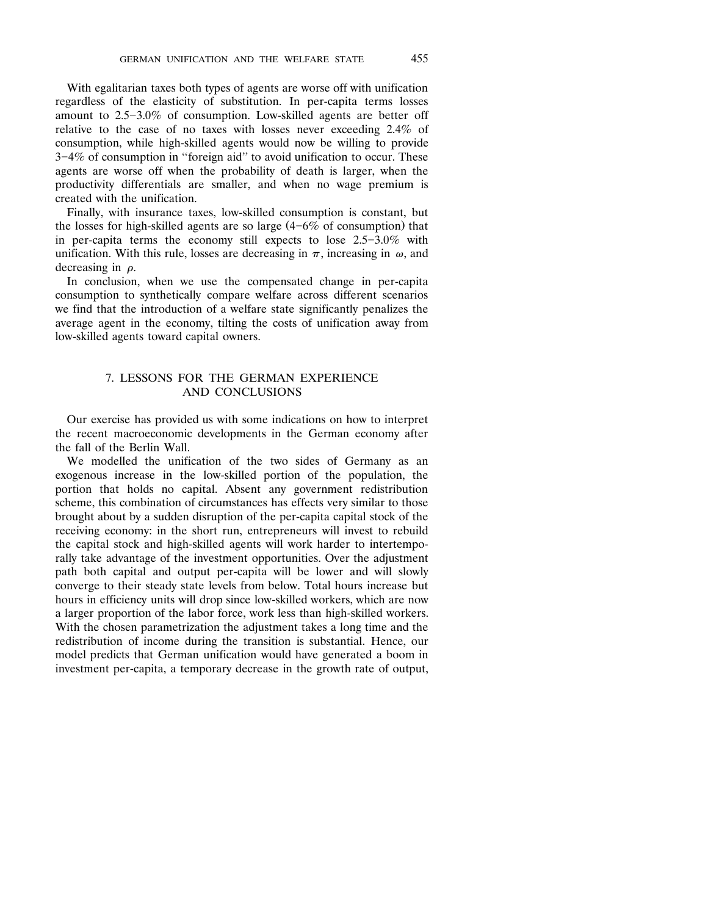With egalitarian taxes both types of agents are worse off with unification regardless of the elasticity of substitution. In per-capita terms losses amount to 2.5–3.0% of consumption. Low-skilled agents are better off relative to the case of no taxes with losses never exceeding 2.4% of consumption, while high-skilled agents would now be willing to provide 3–4% of consumption in "foreign aid" to avoid unification to occur. These agents are worse off when the probability of death is larger, when the productivity differentials are smaller, and when no wage premium is created with the unification.

Finally, with insurance taxes, low-skilled consumption is constant, but the losses for high-skilled agents are so large (4–6% of consumption) that in per-capita terms the economy still expects to lose 2.5–3.0% with unification. With this rule, losses are decreasing in $\pi$, increasing in $\omega$, and decreasing in $\rho$.

In conclusion, when we use the compensated change in per-capita consumption to synthetically compare welfare across different scenarios we find that the introduction of a welfare state significantly penalizes the average agent in the economy, tilting the costs of unification away from low-skilled agents toward capital owners.

## 7. LESSONS FOR THE GERMAN EXPERIENCE AND CONCLUSIONS

Our exercise has provided us with some indications on how to interpret the recent macroeconomic developments in the German economy after the fall of the Berlin Wall.

We modelled the unification of the two sides of Germany as an exogenous increase in the low-skilled portion of the population, the portion that holds no capital. Absent any government redistribution scheme, this combination of circumstances has effects very similar to those brought about by a sudden disruption of the per-capita capital stock of the receiving economy: in the short run, entrepreneurs will invest to rebuild the capital stock and high-skilled agents will work harder to intertemporally take advantage of the investment opportunities. Over the adjustment path both capital and output per-capita will be lower and will slowly converge to their steady state levels from below. Total hours increase but hours in efficiency units will drop since low-skilled workers, which are now a larger proportion of the labor force, work less than high-skilled workers. With the chosen parametrization the adjustment takes a long time and the redistribution of income during the transition is substantial. Hence, our model predicts that German unification would have generated a boom in investment per-capita, a temporary decrease in the growth rate of output,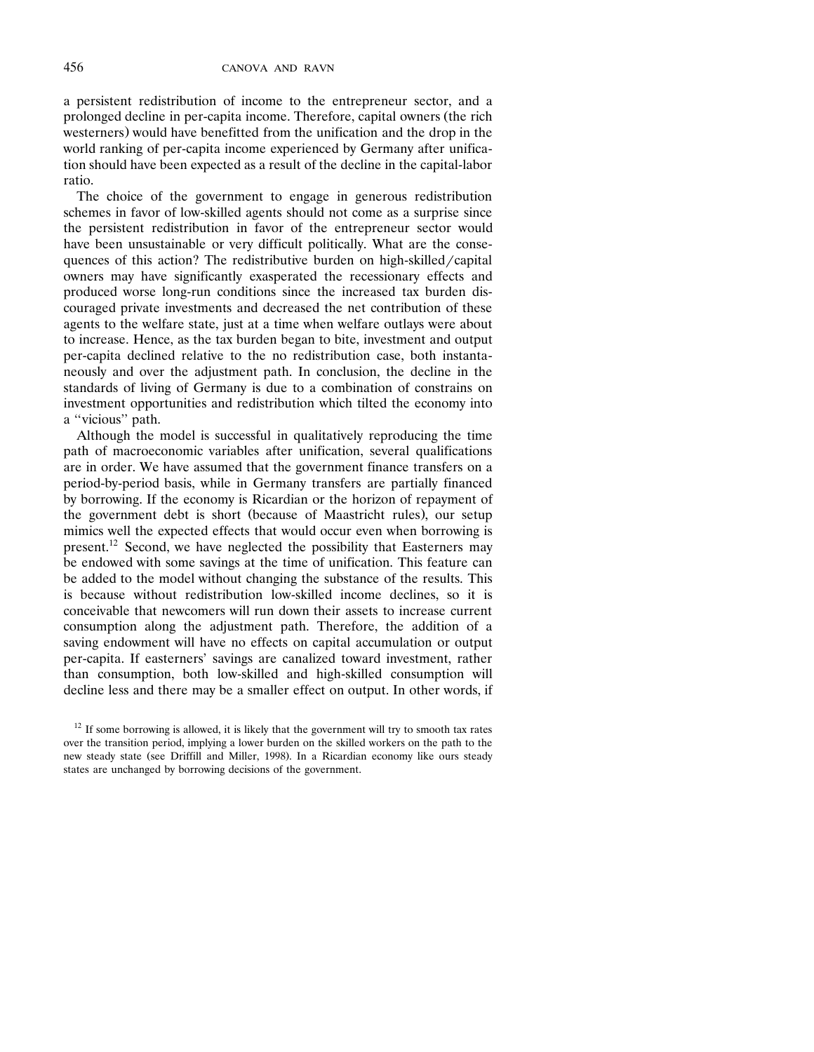a persistent redistribution of income to the entrepreneur sector, and a prolonged decline in per-capita income. Therefore, capital owners (the rich westerners) would have benefitted from the unification and the drop in the world ranking of per-capita income experienced by Germany after unification should have been expected as a result of the decline in the capital-labor ratio.

The choice of the government to engage in generous redistribution schemes in favor of low-skilled agents should not come as a surprise since the persistent redistribution in favor of the entrepreneur sector would have been unsustainable or very difficult politically. What are the consequences of this action? The redistributive burden on high-skilled/capital owners may have significantly exasperated the recessionary effects and produced worse long-run conditions since the increased tax burden discouraged private investments and decreased the net contribution of these agents to the welfare state, just at a time when welfare outlays were about to increase. Hence, as the tax burden began to bite, investment and output per-capita declined relative to the no redistribution case, both instantaneously and over the adjustment path. In conclusion, the decline in the standards of living of Germany is due to a combination of constrains on investment opportunities and redistribution which tilted the economy into a "vicious" path.

Although the model is successful in qualitatively reproducing the time path of macroeconomic variables after unification, several qualifications are in order. We have assumed that the government finance transfers on a period-by-period basis, while in Germany transfers are partially financed by borrowing. If the economy is Ricardian or the horizon of repayment of the government debt is short (because of Maastricht rules), our setup mimics well the expected effects that would occur even when borrowing is present.[12] Second, we have neglected the possibility that Easterners may be endowed with some savings at the time of unification. This feature can be added to the model without changing the substance of the results. This is because without redistribution low-skilled income declines, so it is conceivable that newcomers will run down their assets to increase current consumption along the adjustment path. Therefore, the addition of a saving endowment will have no effects on capital accumulation or output per-capita. If easterners' savings are canalized toward investment, rather than consumption, both low-skilled and high-skilled consumption will decline less and there may be a smaller effect on output. In other words, if

[12] If some borrowing is allowed, it is likely that the government will try to smooth tax rates over the transition period, implying a lower burden on the skilled workers on the path to the new steady state (see Driffill and Miller, 1998). In a Ricardian economy like ours steady states are unchanged by borrowing decisions of the government.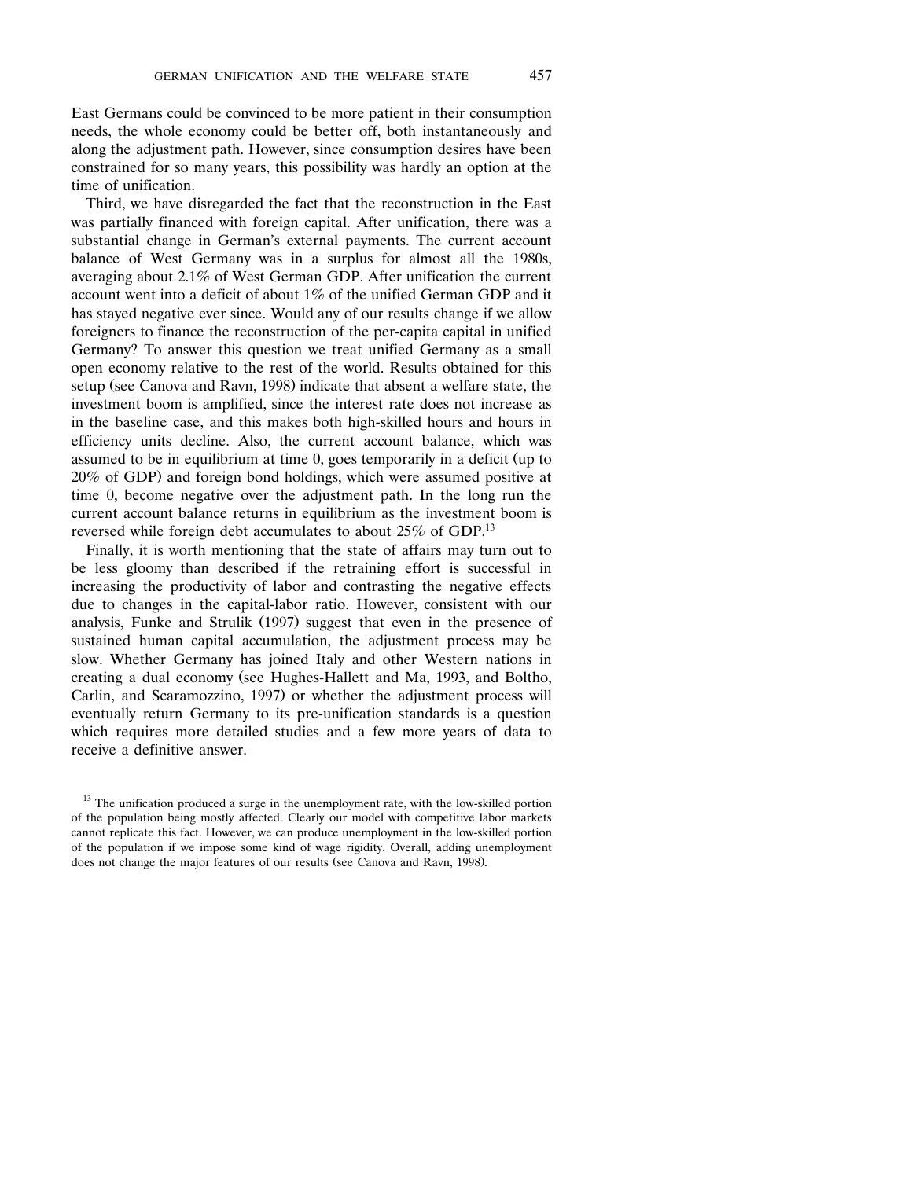East Germans could be convinced to be more patient in their consumption needs, the whole economy could be better off, both instantaneously and along the adjustment path. However, since consumption desires have been constrained for so many years, this possibility was hardly an option at the time of unification.

Third, we have disregarded the fact that the reconstruction in the East was partially financed with foreign capital. After unification, there was a substantial change in German's external payments. The current account balance of West Germany was in a surplus for almost all the 1980s, averaging about 2.1% of West German GDP. After unification the current account went into a deficit of about 1% of the unified German GDP and it has stayed negative ever since. Would any of our results change if we allow foreigners to finance the reconstruction of the per-capita capital in unified Germany? To answer this question we treat unified Germany as a small open economy relative to the rest of the world. Results obtained for this setup (see Canova and Ravn, 1998) indicate that absent a welfare state, the investment boom is amplified, since the interest rate does not increase as in the baseline case, and this makes both high-skilled hours and hours in efficiency units decline. Also, the current account balance, which was assumed to be in equilibrium at time 0, goes temporarily in a deficit (up to 20% of GDP) and foreign bond holdings, which were assumed positive at time 0, become negative over the adjustment path. In the long run the current account balance returns in equilibrium as the investment boom is reversed while foreign debt accumulates to about 25% of GDP.[13]

Finally, it is worth mentioning that the state of affairs may turn out to be less gloomy than described if the retraining effort is successful in increasing the productivity of labor and contrasting the negative effects due to changes in the capital-labor ratio. However, consistent with our analysis, Funke and Strulik (1997) suggest that even in the presence of sustained human capital accumulation, the adjustment process may be slow. Whether Germany has joined Italy and other Western nations in creating a dual economy (see Hughes-Hallett and Ma, 1993, and Boltho, Carlin, and Scaramozzino, 1997) or whether the adjustment process will eventually return Germany to its pre-unification standards is a question which requires more detailed studies and a few more years of data to receive a definitive answer.

[13] The unification produced a surge in the unemployment rate, with the low-skilled portion of the population being mostly affected. Clearly our model with competitive labor markets cannot replicate this fact. However, we can produce unemployment in the low-skilled portion of the population if we impose some kind of wage rigidity. Overall, adding unemployment does not change the major features of our results (see Canova and Ravn, 1998).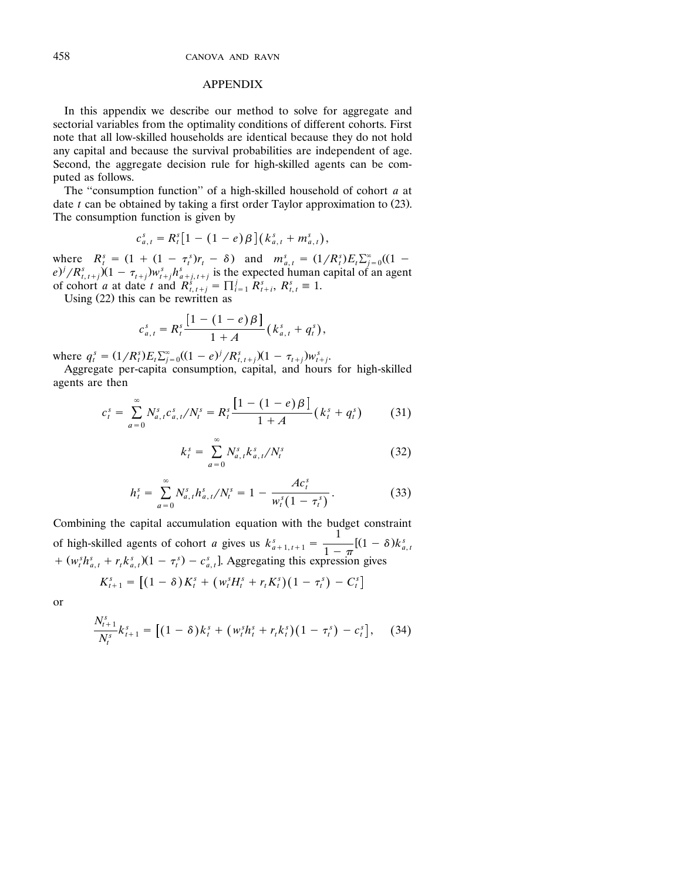## APPENDIX

In this appendix we describe our method to solve for aggregate and sectorial variables from the optimality conditions of different cohorts. First note that all low-skilled households are identical because they do not hold any capital and because the survival probabilities are independent of age. Second, the aggregate decision rule for high-skilled agents can be computed as follows.

The "consumption function" of a high-skilled household of cohort $a$ at date $t$ can be obtained by taking a first order Taylor approximation to (23). The consumption function is given by

$$c^s_{a,t} = R^s_t\left[1 - (1-e)\beta\right]\left(k^s_{a,t} + m^s_{a,t}\right),$$

where $R^s_t = (1 + (1-\tau^s_t)r_t - \delta)$ and $m^s_{a,t} = (1/R^s_t)E_t\sum_{j=0}^{\infty}((1-e)^j/R^s_{t,t+j})(1-\tau_{t+j})w^s_{t+j}h^s_{a+j,t+j}$ is the expected human capital of an agent of cohort $a$ at date $t$ and $R^s_{t,t+j} = \prod_{i=1}^{j} R^s_{t+i}$, $R^s_{t,t} \equiv 1$.

Using (22) this can be rewritten as

$$c^s_{a,t} = R^s_t \frac{\left[1 - (1-e)\beta\right]}{1+A}\left(k^s_{a,t} + q^s_t\right),$$

where $q^s_t = (1/R^s_t)E_t\sum_{j=0}^{\infty}((1-e)^j/R^s_{t,t+j})(1-\tau_{t+j})w^s_{t+j}$.

Aggregate per-capita consumption, capital, and hours for high-skilled agents are then

$$c^s_t = \sum_{a=0}^{\infty} N^s_{a,t}c^s_{a,t}/N^s_t = R^s_t\frac{\left[1-(1-e)\beta\right]}{1+A}\left(k^s_t + q^s_t\right) \tag{31}$$

$$k^s_t = \sum_{a=0}^{\infty} N^s_{a,t}k^s_{a,t}/N^s_t \tag{32}$$

$$h^s_t = \sum_{a=0}^{\infty} N^s_{a,t}h^s_{a,t}/N^s_t = 1 - \frac{Ac^s_t}{w^s_t(1-\tau^s_t)}. \tag{33}$$

Combining the capital accumulation equation with the budget constraint of high-skilled agents of cohort $a$ gives us $k^s_{a+1,t+1} = \dfrac{1}{1-\pi}[(1-\delta)k^s_{a,t} + (w^s_t h^s_{a,t} + r_t k^s_{a,t})(1-\tau^s_t) - c^s_{a,t}]$. Aggregating this expression gives

$$K^s_{t+1} = \left[(1-\delta)K^s_t + \left(w^s_t H^s_t + r_t K^s_t\right)\left(1-\tau^s_t\right) - C^s_t\right]$$

or

$$\frac{N^s_{t+1}}{N^s_t}k^s_{t+1} = \left[(1-\delta)k^s_t + \left(w^s_t h^s_t + r_t k^s_t\right)\left(1-\tau^s_t\right) - c^s_t\right], \tag{34}$$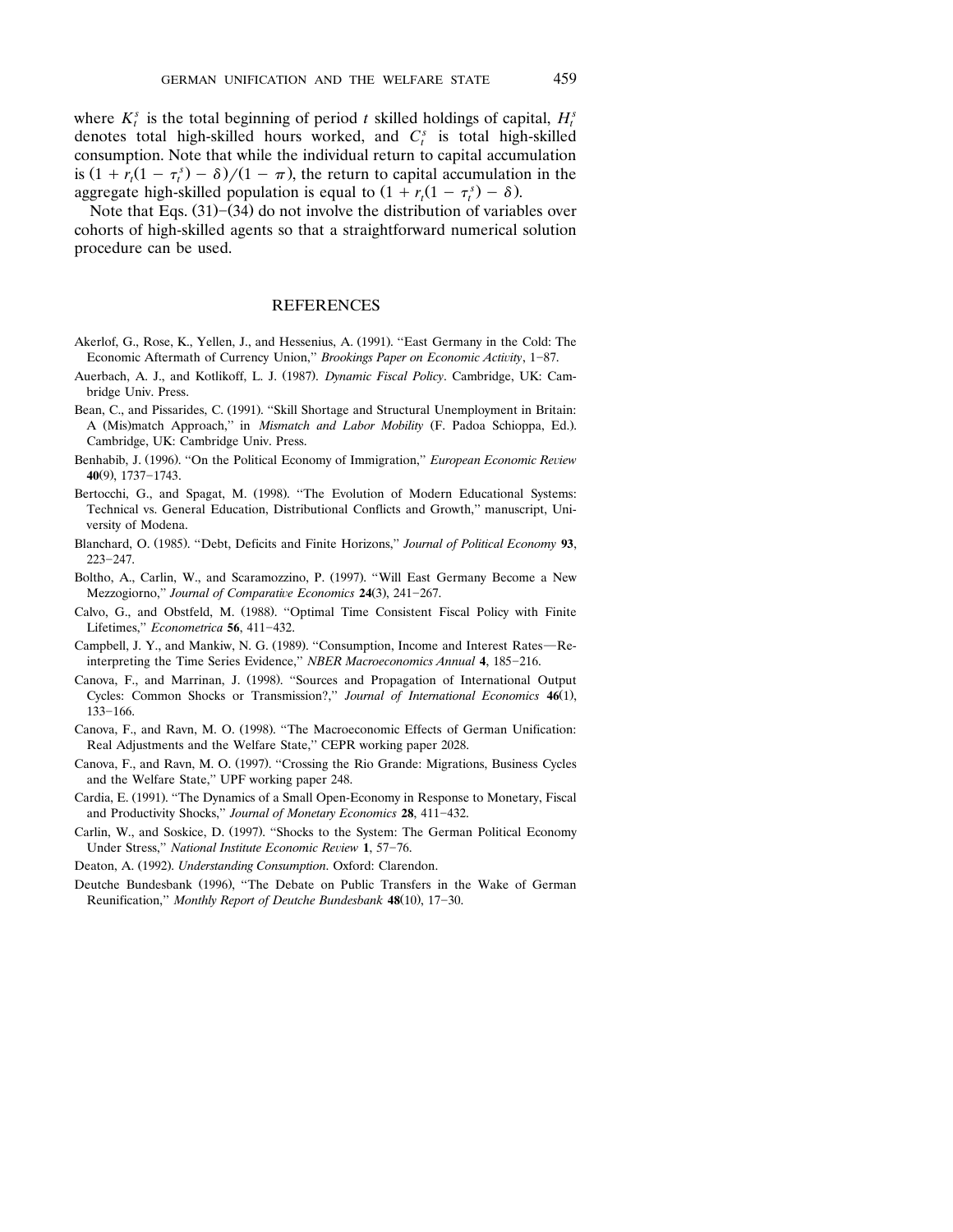where $K_t^s$ is the total beginning of period $t$ skilled holdings of capital, $H_t^s$ denotes total high-skilled hours worked, and $C_t^s$ is total high-skilled consumption. Note that while the individual return to capital accumulation is $(1 + r_t(1 - \tau_t^s) - \delta)/(1 - \pi)$, the return to capital accumulation in the aggregate high-skilled population is equal to $(1 + r_t(1 - \tau_t^s) - \delta)$.

Note that Eqs. (31)–(34) do not involve the distribution of variables over cohorts of high-skilled agents so that a straightforward numerical solution procedure can be used.

## REFERENCES

Akerlof, G., Rose, K., Yellen, J., and Hessenius, A. (1991). "East Germany in the Cold: The Economic Aftermath of Currency Union," *Brookings Paper on Economic Activity*, 1–87.

Auerbach, A. J., and Kotlikoff, L. J. (1987). *Dynamic Fiscal Policy*. Cambridge, UK: Cambridge Univ. Press.

Bean, C., and Pissarides, C. (1991). "Skill Shortage and Structural Unemployment in Britain: A (Mis)match Approach," in *Mismatch and Labor Mobility* (F. Padoa Schioppa, Ed.). Cambridge, UK: Cambridge Univ. Press.

Benhabib, J. (1996). "On the Political Economy of Immigration," *European Economic Review* **40**(9), 1737–1743.

Bertocchi, G., and Spagat, M. (1998). "The Evolution of Modern Educational Systems: Technical vs. General Education, Distributional Conflicts and Growth," manuscript, University of Modena.

Blanchard, O. (1985). "Debt, Deficits and Finite Horizons," *Journal of Political Economy* **93**, 223–247.

Boltho, A., Carlin, W., and Scaramozzino, P. (1997). "Will East Germany Become a New Mezzogiorno," *Journal of Comparative Economics* **24**(3), 241–267.

Calvo, G., and Obstfeld, M. (1988). "Optimal Time Consistent Fiscal Policy with Finite Lifetimes," *Econometrica* **56**, 411–432.

Campbell, J. Y., and Mankiw, N. G. (1989). "Consumption, Income and Interest Rates—Reinterpreting the Time Series Evidence," *NBER Macroeconomics Annual* **4**, 185–216.

Canova, F., and Marrinan, J. (1998). "Sources and Propagation of International Output Cycles: Common Shocks or Transmission?," *Journal of International Economics* **46**(1), 133–166.

Canova, F., and Ravn, M. O. (1998). "The Macroeconomic Effects of German Unification: Real Adjustments and the Welfare State," CEPR working paper 2028.

Canova, F., and Ravn, M. O. (1997). "Crossing the Rio Grande: Migrations, Business Cycles and the Welfare State," UPF working paper 248.

Cardia, E. (1991). "The Dynamics of a Small Open-Economy in Response to Monetary, Fiscal and Productivity Shocks," *Journal of Monetary Economics* **28**, 411–432.

Carlin, W., and Soskice, D. (1997). "Shocks to the System: The German Political Economy Under Stress," *National Institute Economic Review* **1**, 57–76.

Deaton, A. (1992). *Understanding Consumption*. Oxford: Clarendon.

Deutche Bundesbank (1996), "The Debate on Public Transfers in the Wake of German Reunification," *Monthly Report of Deutche Bundesbank* **48**(10), 17–30.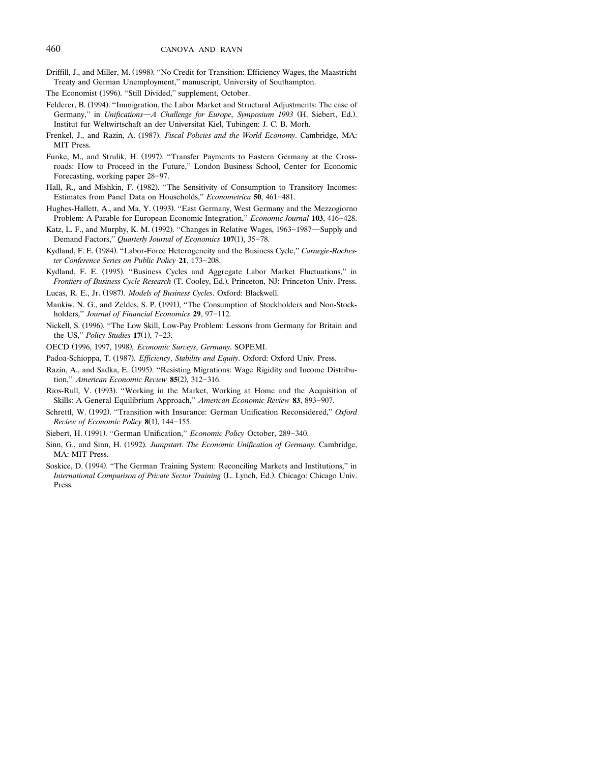Driffill, J., and Miller, M. (1998). "No Credit for Transition: Efficiency Wages, the Maastricht Treaty and German Unemployment," manuscript, University of Southampton.

The Economist (1996). "Still Divided," supplement, October.

Felderer, B. (1994). "Immigration, the Labor Market and Structural Adjustments: The case of Germany," in *Unifications—A Challenge for Europe, Symposium 1993* (H. Siebert, Ed.). Institut fur Weltwirtschaft an der Universitat Kiel, Tubingen: J. C. B. Morh.

Frenkel, J., and Razin, A. (1987). *Fiscal Policies and the World Economy*. Cambridge, MA: MIT Press.

Funke, M., and Strulik, H. (1997). "Transfer Payments to Eastern Germany at the Crossroads: How to Proceed in the Future," London Business School, Center for Economic Forecasting, working paper 28–97.

Hall, R., and Mishkin, F. (1982). "The Sensitivity of Consumption to Transitory Incomes: Estimates from Panel Data on Households," *Econometrica* **50**, 461–481.

Hughes-Hallett, A., and Ma, Y. (1993). "East Germany, West Germany and the Mezzogiorno Problem: A Parable for European Economic Integration," *Economic Journal* **103**, 416–428.

Katz, L. F., and Murphy, K. M. (1992). "Changes in Relative Wages, 1963–1987—Supply and Demand Factors," *Quarterly Journal of Economics* **107**(1), 35–78.

Kydland, F. E. (1984). "Labor-Force Heterogeneity and the Business Cycle," *Carnegie-Rochester Conference Series on Public Policy* **21**, 173–208.

Kydland, F. E. (1995). "Business Cycles and Aggregate Labor Market Fluctuations," in *Frontiers of Business Cycle Research* (T. Cooley, Ed.), Princeton, NJ: Princeton Univ. Press.

Lucas, R. E., Jr. (1987). *Models of Business Cycles*. Oxford: Blackwell.

Mankiw, N. G., and Zeldes, S. P. (1991), "The Consumption of Stockholders and Non-Stockholders," *Journal of Financial Economics* **29**, 97–112.

Nickell, S. (1996). "The Low Skill, Low-Pay Problem: Lessons from Germany for Britain and the US," *Policy Studies* **17**(1), 7–23.

OECD (1996, 1997, 1998), *Economic Surveys, Germany*. SOPEMI.

Padoa-Schioppa, T. (1987). *Efficiency, Stability and Equity*. Oxford: Oxford Univ. Press.

Razin, A., and Sadka, E. (1995). "Resisting Migrations: Wage Rigidity and Income Distribution," *American Economic Review* **85**(2), 312–316.

Rios-Rull, V. (1993). "Working in the Market, Working at Home and the Acquisition of Skills: A General Equilibrium Approach," *American Economic Review* **83**, 893–907.

Schrettl, W. (1992). "Transition with Insurance: German Unification Reconsidered," *Oxford Review of Economic Policy* **8**(1), 144–155.

Siebert, H. (1991). "German Unification," *Economic Policy* October, 289–340.

Sinn, G., and Sinn, H. (1992). *Jumpstart*. *The Economic Unification of Germany*. Cambridge, MA: MIT Press.

Soskice, D. (1994). "The German Training System: Reconciling Markets and Institutions," in *International Comparison of Private Sector Training* (L. Lynch, Ed.). Chicago: Chicago Univ. Press.